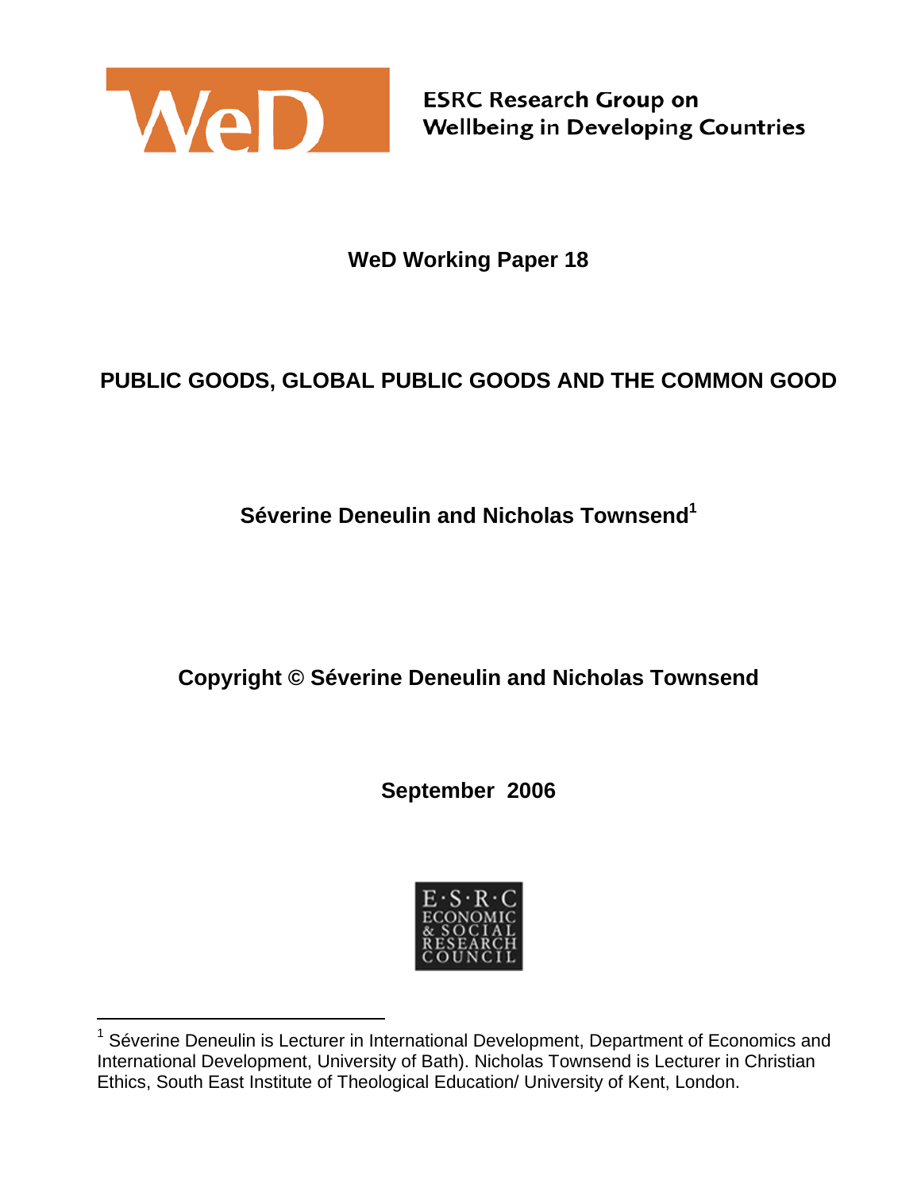WeD

ESRC Research Group on
Wellbeing in Developing Countries

**WeD Working Paper 18**

# PUBLIC GOODS, GLOBAL PUBLIC GOODS AND THE COMMON GOOD

**Séverine Deneulin and Nicholas Townsend[1]**

**Copyright © Séverine Deneulin and Nicholas Townsend**

**September 2006**

E·S·R·C
ECONOMIC
& SOCIAL
RESEARCH
COUNCIL

---

[1] Séverine Deneulin is Lecturer in International Development, Department of Economics and International Development, University of Bath). Nicholas Townsend is Lecturer in Christian Ethics, South East Institute of Theological Education/ University of Kent, London.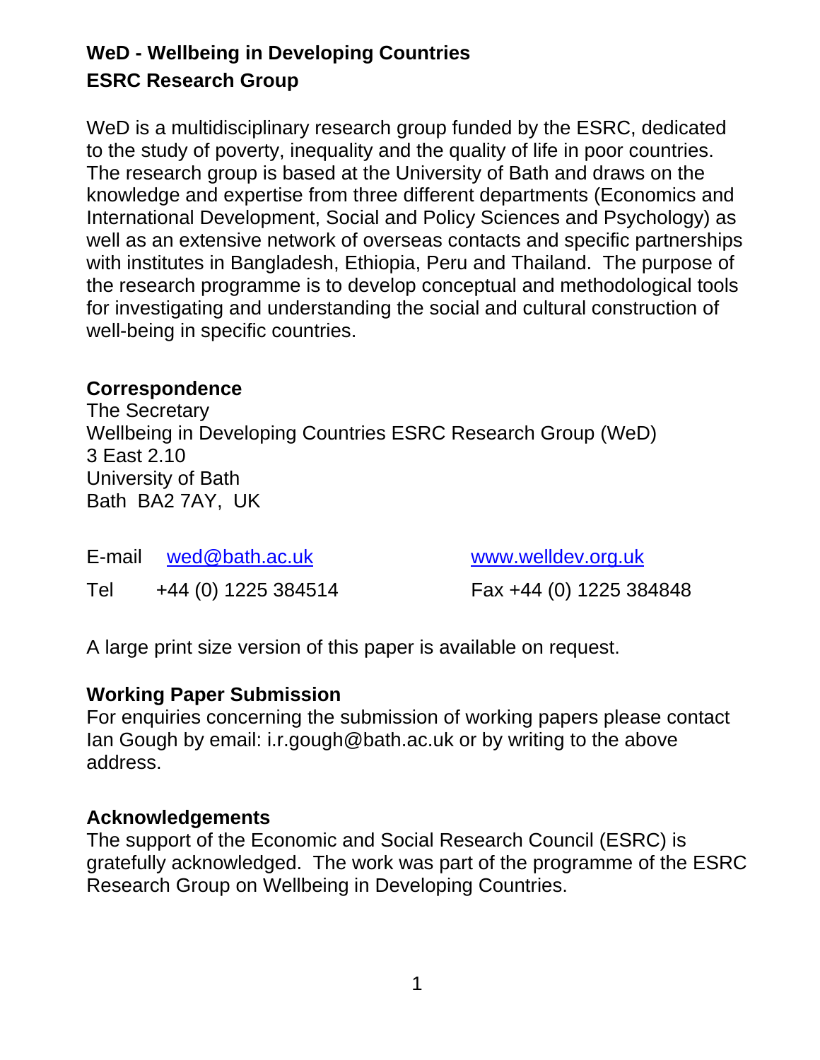# WeD - Wellbeing in Developing Countries
## ESRC Research Group

WeD is a multidisciplinary research group funded by the ESRC, dedicated to the study of poverty, inequality and the quality of life in poor countries. The research group is based at the University of Bath and draws on the knowledge and expertise from three different departments (Economics and International Development, Social and Policy Sciences and Psychology) as well as an extensive network of overseas contacts and specific partnerships with institutes in Bangladesh, Ethiopia, Peru and Thailand. The purpose of the research programme is to develop conceptual and methodological tools for investigating and understanding the social and cultural construction of well-being in specific countries.

**Correspondence**

The Secretary
Wellbeing in Developing Countries ESRC Research Group (WeD)
3 East 2.10
University of Bath
Bath BA2 7AY, UK

E-mail wed@bath.ac.uk www.welldev.org.uk

Tel +44 (0) 1225 384514 Fax +44 (0) 1225 384848

A large print size version of this paper is available on request.

**Working Paper Submission**

For enquiries concerning the submission of working papers please contact Ian Gough by email: i.r.gough@bath.ac.uk or by writing to the above address.

**Acknowledgements**

The support of the Economic and Social Research Council (ESRC) is gratefully acknowledged. The work was part of the programme of the ESRC Research Group on Wellbeing in Developing Countries.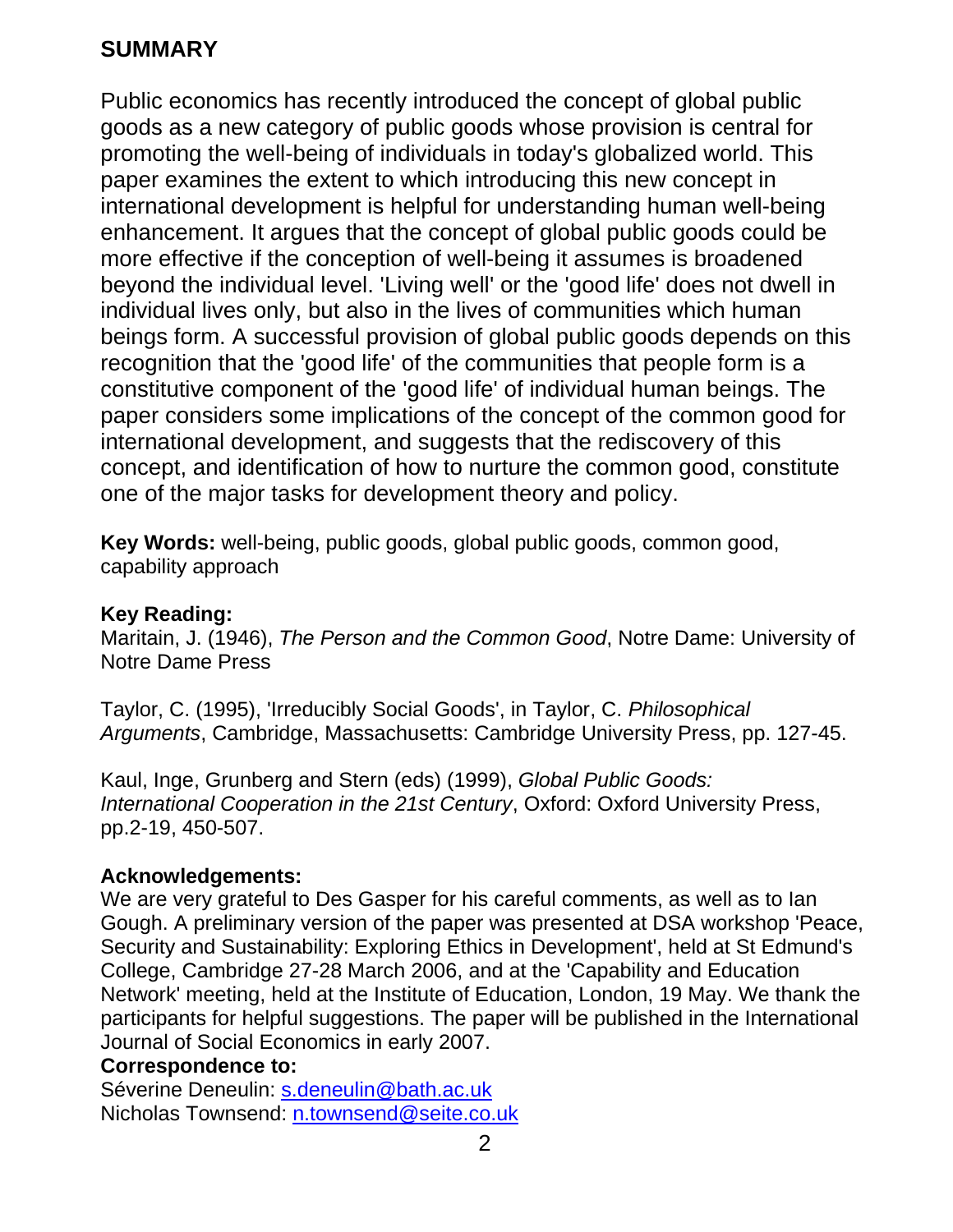## SUMMARY

Public economics has recently introduced the concept of global public goods as a new category of public goods whose provision is central for promoting the well-being of individuals in today's globalized world. This paper examines the extent to which introducing this new concept in international development is helpful for understanding human well-being enhancement. It argues that the concept of global public goods could be more effective if the conception of well-being it assumes is broadened beyond the individual level. 'Living well' or the 'good life' does not dwell in individual lives only, but also in the lives of communities which human beings form. A successful provision of global public goods depends on this recognition that the 'good life' of the communities that people form is a constitutive component of the 'good life' of individual human beings. The paper considers some implications of the concept of the common good for international development, and suggests that the rediscovery of this concept, and identification of how to nurture the common good, constitute one of the major tasks for development theory and policy.

**Key Words:** well-being, public goods, global public goods, common good, capability approach

**Key Reading:**

Maritain, J. (1946), *The Person and the Common Good*, Notre Dame: University of Notre Dame Press

Taylor, C. (1995), 'Irreducibly Social Goods', in Taylor, C. *Philosophical Arguments*, Cambridge, Massachusetts: Cambridge University Press, pp. 127-45.

Kaul, Inge, Grunberg and Stern (eds) (1999), *Global Public Goods: International Cooperation in the 21st Century*, Oxford: Oxford University Press, pp.2-19, 450-507.

**Acknowledgements:**

We are very grateful to Des Gasper for his careful comments, as well as to Ian Gough. A preliminary version of the paper was presented at DSA workshop 'Peace, Security and Sustainability: Exploring Ethics in Development', held at St Edmund's College, Cambridge 27-28 March 2006, and at the 'Capability and Education Network' meeting, held at the Institute of Education, London, 19 May. We thank the participants for helpful suggestions. The paper will be published in the International Journal of Social Economics in early 2007.

**Correspondence to:**

Séverine Deneulin: s.deneulin@bath.ac.uk
Nicholas Townsend: n.townsend@seite.co.uk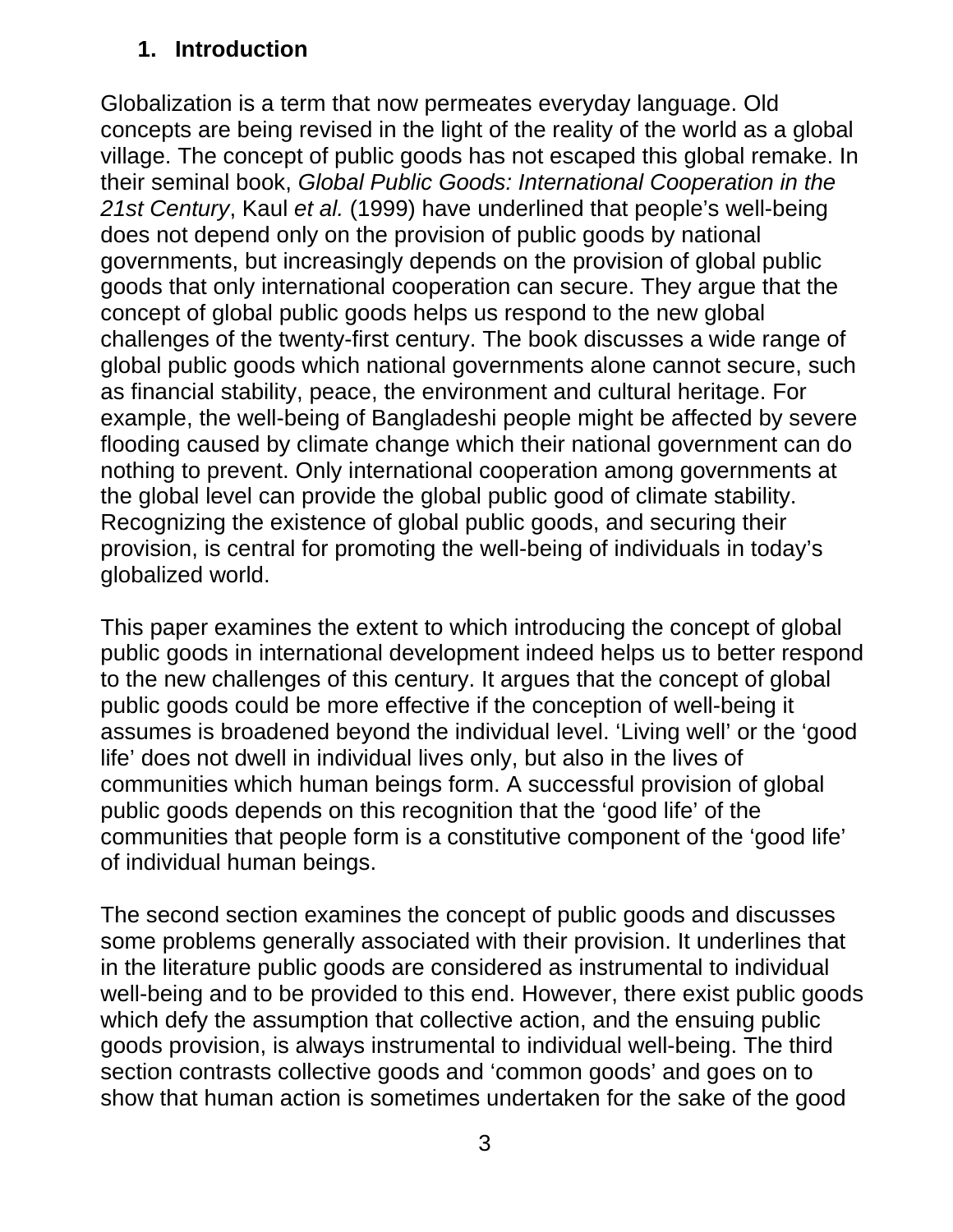## 1. Introduction

Globalization is a term that now permeates everyday language. Old concepts are being revised in the light of the reality of the world as a global village. The concept of public goods has not escaped this global remake. In their seminal book, *Global Public Goods: International Cooperation in the 21st Century*, Kaul *et al.* (1999) have underlined that people's well-being does not depend only on the provision of public goods by national governments, but increasingly depends on the provision of global public goods that only international cooperation can secure. They argue that the concept of global public goods helps us respond to the new global challenges of the twenty-first century. The book discusses a wide range of global public goods which national governments alone cannot secure, such as financial stability, peace, the environment and cultural heritage. For example, the well-being of Bangladeshi people might be affected by severe flooding caused by climate change which their national government can do nothing to prevent. Only international cooperation among governments at the global level can provide the global public good of climate stability. Recognizing the existence of global public goods, and securing their provision, is central for promoting the well-being of individuals in today's globalized world.

This paper examines the extent to which introducing the concept of global public goods in international development indeed helps us to better respond to the new challenges of this century. It argues that the concept of global public goods could be more effective if the conception of well-being it assumes is broadened beyond the individual level. 'Living well' or the 'good life' does not dwell in individual lives only, but also in the lives of communities which human beings form. A successful provision of global public goods depends on this recognition that the 'good life' of the communities that people form is a constitutive component of the 'good life' of individual human beings.

The second section examines the concept of public goods and discusses some problems generally associated with their provision. It underlines that in the literature public goods are considered as instrumental to individual well-being and to be provided to this end. However, there exist public goods which defy the assumption that collective action, and the ensuing public goods provision, is always instrumental to individual well-being. The third section contrasts collective goods and 'common goods' and goes on to show that human action is sometimes undertaken for the sake of the good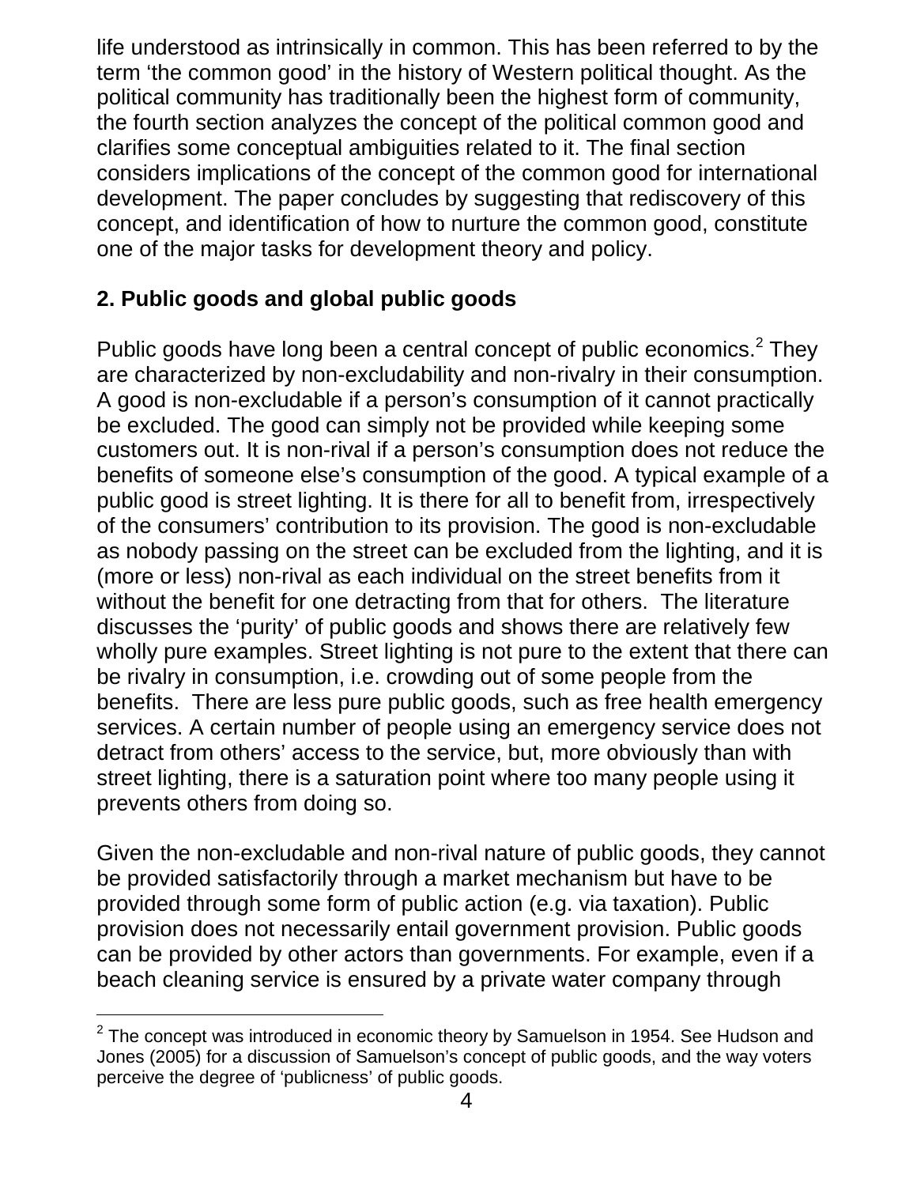life understood as intrinsically in common. This has been referred to by the term 'the common good' in the history of Western political thought. As the political community has traditionally been the highest form of community, the fourth section analyzes the concept of the political common good and clarifies some conceptual ambiguities related to it. The final section considers implications of the concept of the common good for international development. The paper concludes by suggesting that rediscovery of this concept, and identification of how to nurture the common good, constitute one of the major tasks for development theory and policy.

## 2. Public goods and global public goods

Public goods have long been a central concept of public economics.[2] They are characterized by non-excludability and non-rivalry in their consumption. A good is non-excludable if a person's consumption of it cannot practically be excluded. The good can simply not be provided while keeping some customers out. It is non-rival if a person's consumption does not reduce the benefits of someone else's consumption of the good. A typical example of a public good is street lighting. It is there for all to benefit from, irrespectively of the consumers' contribution to its provision. The good is non-excludable as nobody passing on the street can be excluded from the lighting, and it is (more or less) non-rival as each individual on the street benefits from it without the benefit for one detracting from that for others. The literature discusses the 'purity' of public goods and shows there are relatively few wholly pure examples. Street lighting is not pure to the extent that there can be rivalry in consumption, i.e. crowding out of some people from the benefits. There are less pure public goods, such as free health emergency services. A certain number of people using an emergency service does not detract from others' access to the service, but, more obviously than with street lighting, there is a saturation point where too many people using it prevents others from doing so.

Given the non-excludable and non-rival nature of public goods, they cannot be provided satisfactorily through a market mechanism but have to be provided through some form of public action (e.g. via taxation). Public provision does not necessarily entail government provision. Public goods can be provided by other actors than governments. For example, even if a beach cleaning service is ensured by a private water company through

[2] The concept was introduced in economic theory by Samuelson in 1954. See Hudson and Jones (2005) for a discussion of Samuelson's concept of public goods, and the way voters perceive the degree of 'publicness' of public goods.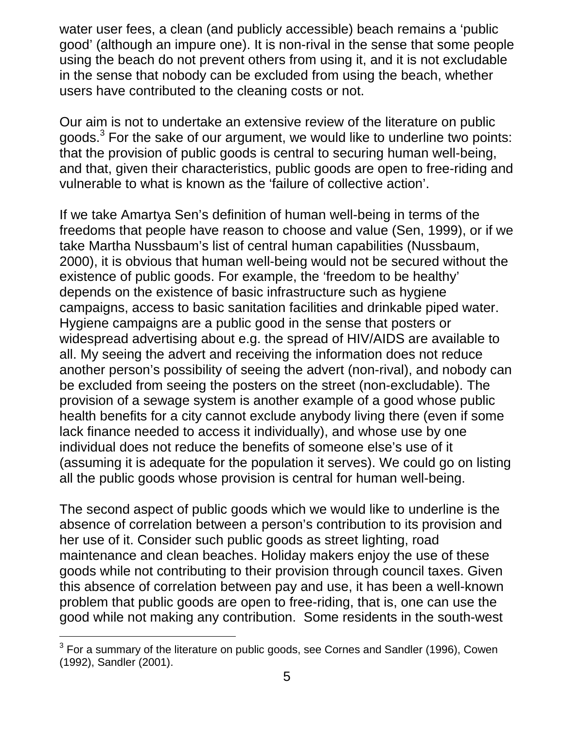water user fees, a clean (and publicly accessible) beach remains a 'public good' (although an impure one). It is non-rival in the sense that some people using the beach do not prevent others from using it, and it is not excludable in the sense that nobody can be excluded from using the beach, whether users have contributed to the cleaning costs or not.

Our aim is not to undertake an extensive review of the literature on public goods.[3] For the sake of our argument, we would like to underline two points: that the provision of public goods is central to securing human well-being, and that, given their characteristics, public goods are open to free-riding and vulnerable to what is known as the 'failure of collective action'.

If we take Amartya Sen's definition of human well-being in terms of the freedoms that people have reason to choose and value (Sen, 1999), or if we take Martha Nussbaum's list of central human capabilities (Nussbaum, 2000), it is obvious that human well-being would not be secured without the existence of public goods. For example, the 'freedom to be healthy' depends on the existence of basic infrastructure such as hygiene campaigns, access to basic sanitation facilities and drinkable piped water. Hygiene campaigns are a public good in the sense that posters or widespread advertising about e.g. the spread of HIV/AIDS are available to all. My seeing the advert and receiving the information does not reduce another person's possibility of seeing the advert (non-rival), and nobody can be excluded from seeing the posters on the street (non-excludable). The provision of a sewage system is another example of a good whose public health benefits for a city cannot exclude anybody living there (even if some lack finance needed to access it individually), and whose use by one individual does not reduce the benefits of someone else's use of it (assuming it is adequate for the population it serves). We could go on listing all the public goods whose provision is central for human well-being.

The second aspect of public goods which we would like to underline is the absence of correlation between a person's contribution to its provision and her use of it. Consider such public goods as street lighting, road maintenance and clean beaches. Holiday makers enjoy the use of these goods while not contributing to their provision through council taxes. Given this absence of correlation between pay and use, it has been a well-known problem that public goods are open to free-riding, that is, one can use the good while not making any contribution. Some residents in the south-west

[3] For a summary of the literature on public goods, see Cornes and Sandler (1996), Cowen (1992), Sandler (2001).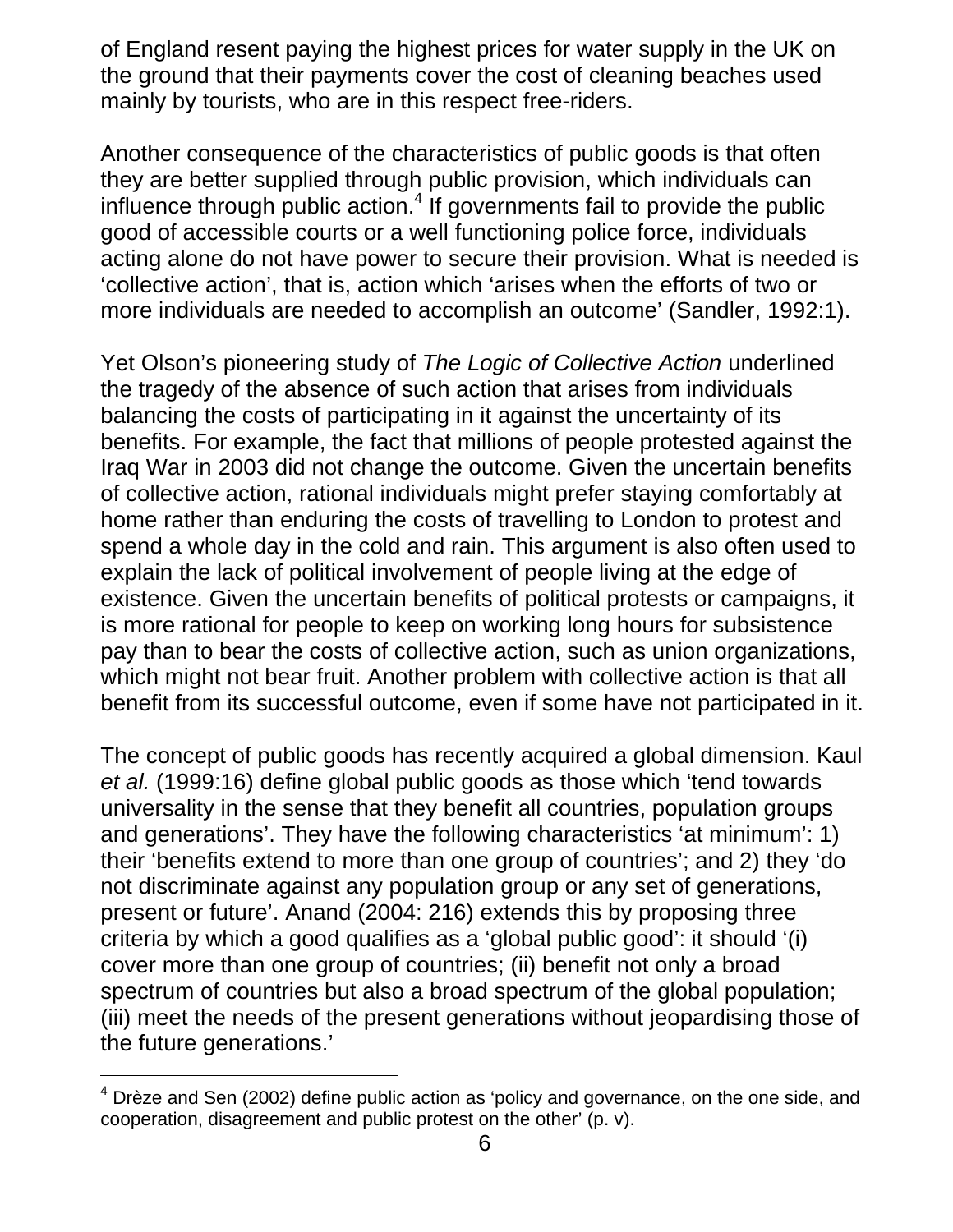of England resent paying the highest prices for water supply in the UK on the ground that their payments cover the cost of cleaning beaches used mainly by tourists, who are in this respect free-riders.

Another consequence of the characteristics of public goods is that often they are better supplied through public provision, which individuals can influence through public action.[4] If governments fail to provide the public good of accessible courts or a well functioning police force, individuals acting alone do not have power to secure their provision. What is needed is 'collective action', that is, action which 'arises when the efforts of two or more individuals are needed to accomplish an outcome' (Sandler, 1992:1).

Yet Olson's pioneering study of *The Logic of Collective Action* underlined the tragedy of the absence of such action that arises from individuals balancing the costs of participating in it against the uncertainty of its benefits. For example, the fact that millions of people protested against the Iraq War in 2003 did not change the outcome. Given the uncertain benefits of collective action, rational individuals might prefer staying comfortably at home rather than enduring the costs of travelling to London to protest and spend a whole day in the cold and rain. This argument is also often used to explain the lack of political involvement of people living at the edge of existence. Given the uncertain benefits of political protests or campaigns, it is more rational for people to keep on working long hours for subsistence pay than to bear the costs of collective action, such as union organizations, which might not bear fruit. Another problem with collective action is that all benefit from its successful outcome, even if some have not participated in it.

The concept of public goods has recently acquired a global dimension. Kaul *et al.* (1999:16) define global public goods as those which 'tend towards universality in the sense that they benefit all countries, population groups and generations'. They have the following characteristics 'at minimum': 1) their 'benefits extend to more than one group of countries'; and 2) they 'do not discriminate against any population group or any set of generations, present or future'. Anand (2004: 216) extends this by proposing three criteria by which a good qualifies as a 'global public good': it should '(i) cover more than one group of countries; (ii) benefit not only a broad spectrum of countries but also a broad spectrum of the global population; (iii) meet the needs of the present generations without jeopardising those of the future generations.'

[4] Drèze and Sen (2002) define public action as 'policy and governance, on the one side, and cooperation, disagreement and public protest on the other' (p. v).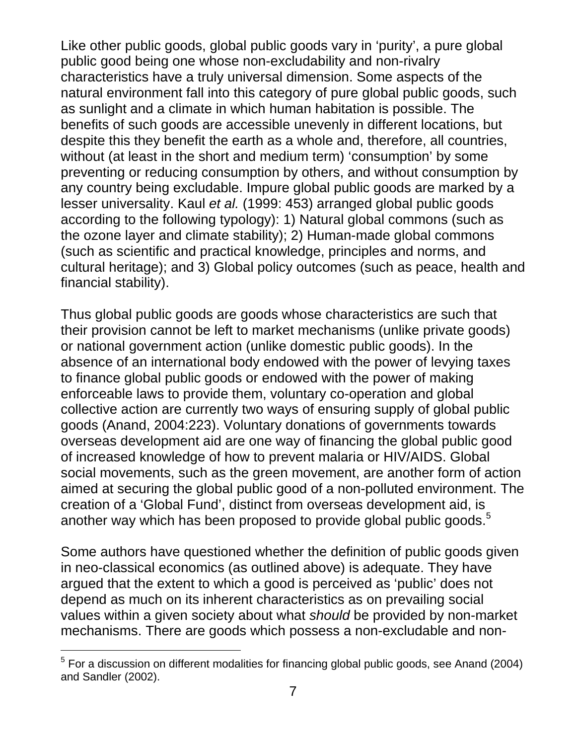Like other public goods, global public goods vary in 'purity', a pure global public good being one whose non-excludability and non-rivalry characteristics have a truly universal dimension. Some aspects of the natural environment fall into this category of pure global public goods, such as sunlight and a climate in which human habitation is possible. The benefits of such goods are accessible unevenly in different locations, but despite this they benefit the earth as a whole and, therefore, all countries, without (at least in the short and medium term) 'consumption' by some preventing or reducing consumption by others, and without consumption by any country being excludable. Impure global public goods are marked by a lesser universality. Kaul *et al.* (1999: 453) arranged global public goods according to the following typology): 1) Natural global commons (such as the ozone layer and climate stability); 2) Human-made global commons (such as scientific and practical knowledge, principles and norms, and cultural heritage); and 3) Global policy outcomes (such as peace, health and financial stability).

Thus global public goods are goods whose characteristics are such that their provision cannot be left to market mechanisms (unlike private goods) or national government action (unlike domestic public goods). In the absence of an international body endowed with the power of levying taxes to finance global public goods or endowed with the power of making enforceable laws to provide them, voluntary co-operation and global collective action are currently two ways of ensuring supply of global public goods (Anand, 2004:223). Voluntary donations of governments towards overseas development aid are one way of financing the global public good of increased knowledge of how to prevent malaria or HIV/AIDS. Global social movements, such as the green movement, are another form of action aimed at securing the global public good of a non-polluted environment. The creation of a 'Global Fund', distinct from overseas development aid, is another way which has been proposed to provide global public goods.[5]

Some authors have questioned whether the definition of public goods given in neo-classical economics (as outlined above) is adequate. They have argued that the extent to which a good is perceived as 'public' does not depend as much on its inherent characteristics as on prevailing social values within a given society about what *should* be provided by non-market mechanisms. There are goods which possess a non-excludable and non-

[5] For a discussion on different modalities for financing global public goods, see Anand (2004) and Sandler (2002).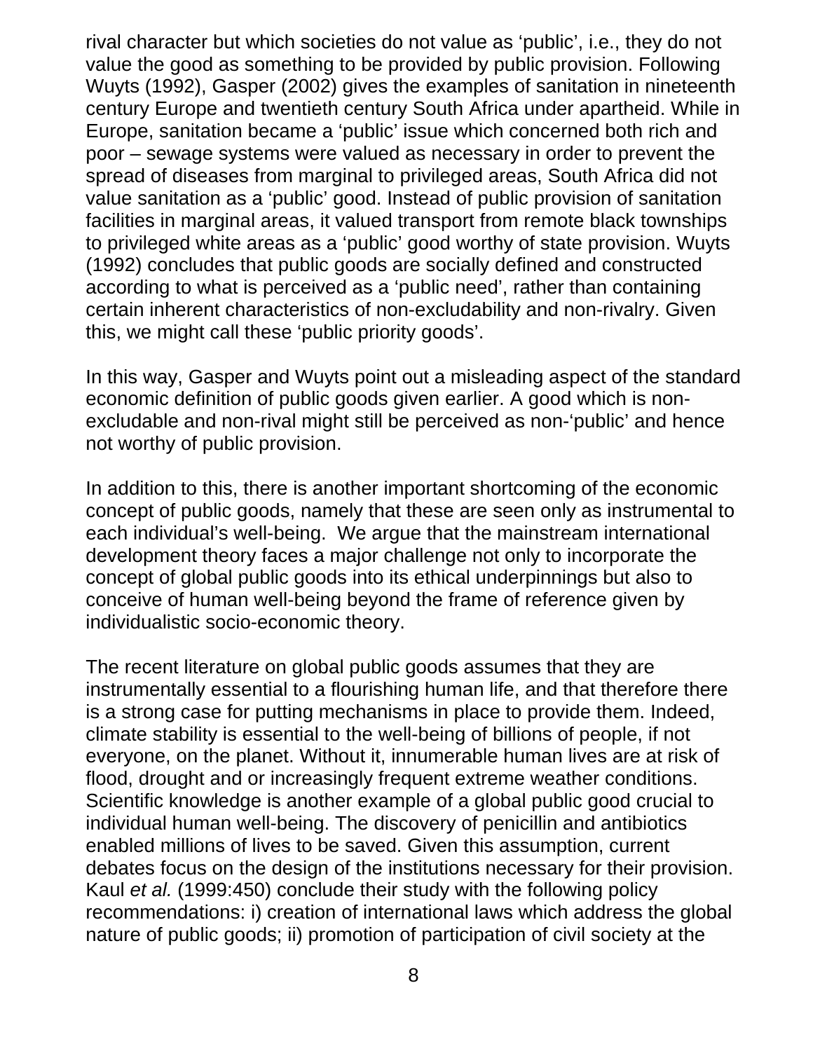rival character but which societies do not value as ‘public’, i.e., they do not value the good as something to be provided by public provision. Following Wuyts (1992), Gasper (2002) gives the examples of sanitation in nineteenth century Europe and twentieth century South Africa under apartheid. While in Europe, sanitation became a ‘public’ issue which concerned both rich and poor – sewage systems were valued as necessary in order to prevent the spread of diseases from marginal to privileged areas, South Africa did not value sanitation as a ‘public’ good. Instead of public provision of sanitation facilities in marginal areas, it valued transport from remote black townships to privileged white areas as a ‘public’ good worthy of state provision. Wuyts (1992) concludes that public goods are socially defined and constructed according to what is perceived as a ‘public need’, rather than containing certain inherent characteristics of non-excludability and non-rivalry. Given this, we might call these ‘public priority goods’.

In this way, Gasper and Wuyts point out a misleading aspect of the standard economic definition of public goods given earlier. A good which is non-excludable and non-rival might still be perceived as non-‘public’ and hence not worthy of public provision.

In addition to this, there is another important shortcoming of the economic concept of public goods, namely that these are seen only as instrumental to each individual’s well-being. We argue that the mainstream international development theory faces a major challenge not only to incorporate the concept of global public goods into its ethical underpinnings but also to conceive of human well-being beyond the frame of reference given by individualistic socio-economic theory.

The recent literature on global public goods assumes that they are instrumentally essential to a flourishing human life, and that therefore there is a strong case for putting mechanisms in place to provide them. Indeed, climate stability is essential to the well-being of billions of people, if not everyone, on the planet. Without it, innumerable human lives are at risk of flood, drought and or increasingly frequent extreme weather conditions. Scientific knowledge is another example of a global public good crucial to individual human well-being. The discovery of penicillin and antibiotics enabled millions of lives to be saved. Given this assumption, current debates focus on the design of the institutions necessary for their provision. Kaul *et al.* (1999:450) conclude their study with the following policy recommendations: i) creation of international laws which address the global nature of public goods; ii) promotion of participation of civil society at the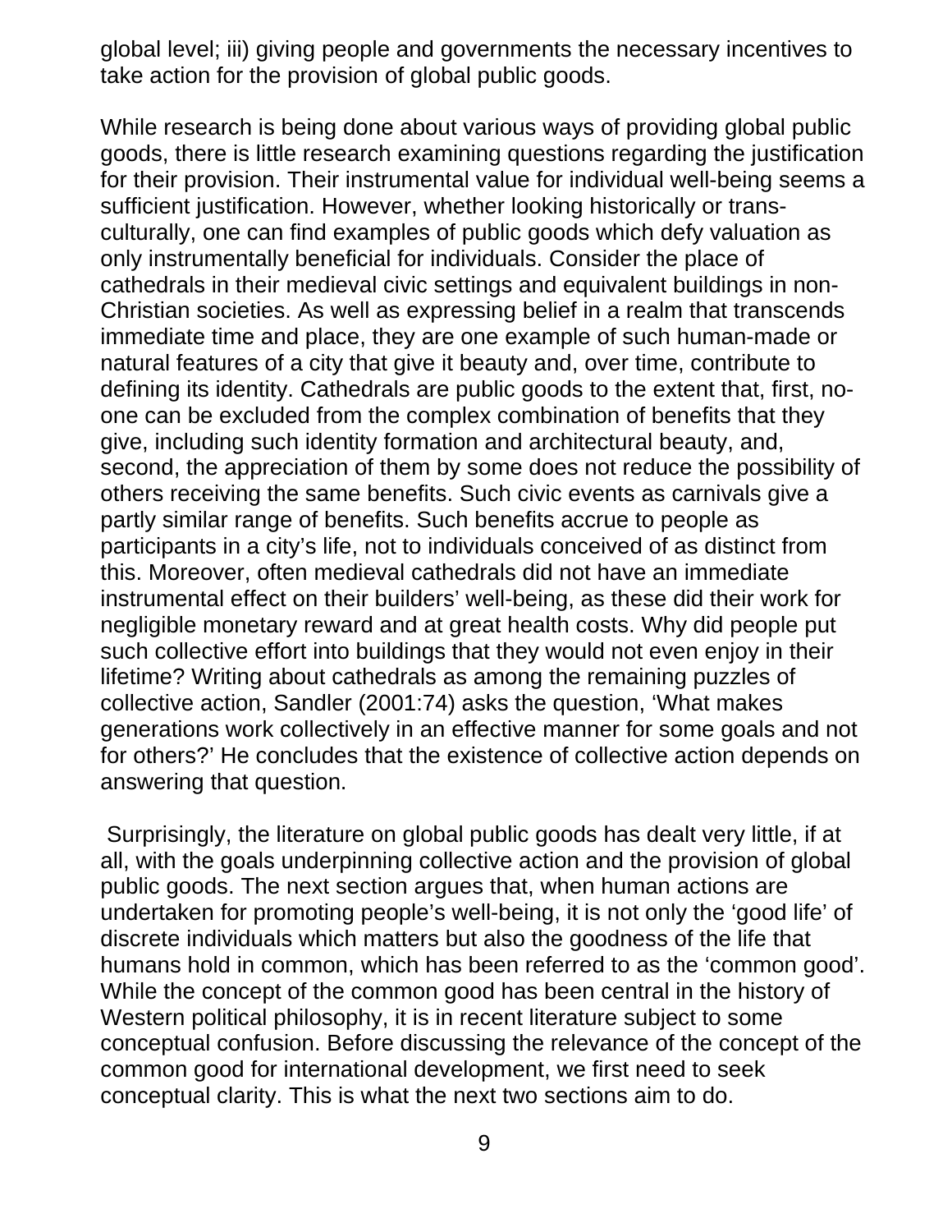global level; iii) giving people and governments the necessary incentives to take action for the provision of global public goods.

While research is being done about various ways of providing global public goods, there is little research examining questions regarding the justification for their provision. Their instrumental value for individual well-being seems a sufficient justification. However, whether looking historically or trans-culturally, one can find examples of public goods which defy valuation as only instrumentally beneficial for individuals. Consider the place of cathedrals in their medieval civic settings and equivalent buildings in non-Christian societies. As well as expressing belief in a realm that transcends immediate time and place, they are one example of such human-made or natural features of a city that give it beauty and, over time, contribute to defining its identity. Cathedrals are public goods to the extent that, first, no-one can be excluded from the complex combination of benefits that they give, including such identity formation and architectural beauty, and, second, the appreciation of them by some does not reduce the possibility of others receiving the same benefits. Such civic events as carnivals give a partly similar range of benefits. Such benefits accrue to people as participants in a city's life, not to individuals conceived of as distinct from this. Moreover, often medieval cathedrals did not have an immediate instrumental effect on their builders' well-being, as these did their work for negligible monetary reward and at great health costs. Why did people put such collective effort into buildings that they would not even enjoy in their lifetime? Writing about cathedrals as among the remaining puzzles of collective action, Sandler (2001:74) asks the question, 'What makes generations work collectively in an effective manner for some goals and not for others?' He concludes that the existence of collective action depends on answering that question.

Surprisingly, the literature on global public goods has dealt very little, if at all, with the goals underpinning collective action and the provision of global public goods. The next section argues that, when human actions are undertaken for promoting people's well-being, it is not only the 'good life' of discrete individuals which matters but also the goodness of the life that humans hold in common, which has been referred to as the 'common good'. While the concept of the common good has been central in the history of Western political philosophy, it is in recent literature subject to some conceptual confusion. Before discussing the relevance of the concept of the common good for international development, we first need to seek conceptual clarity. This is what the next two sections aim to do.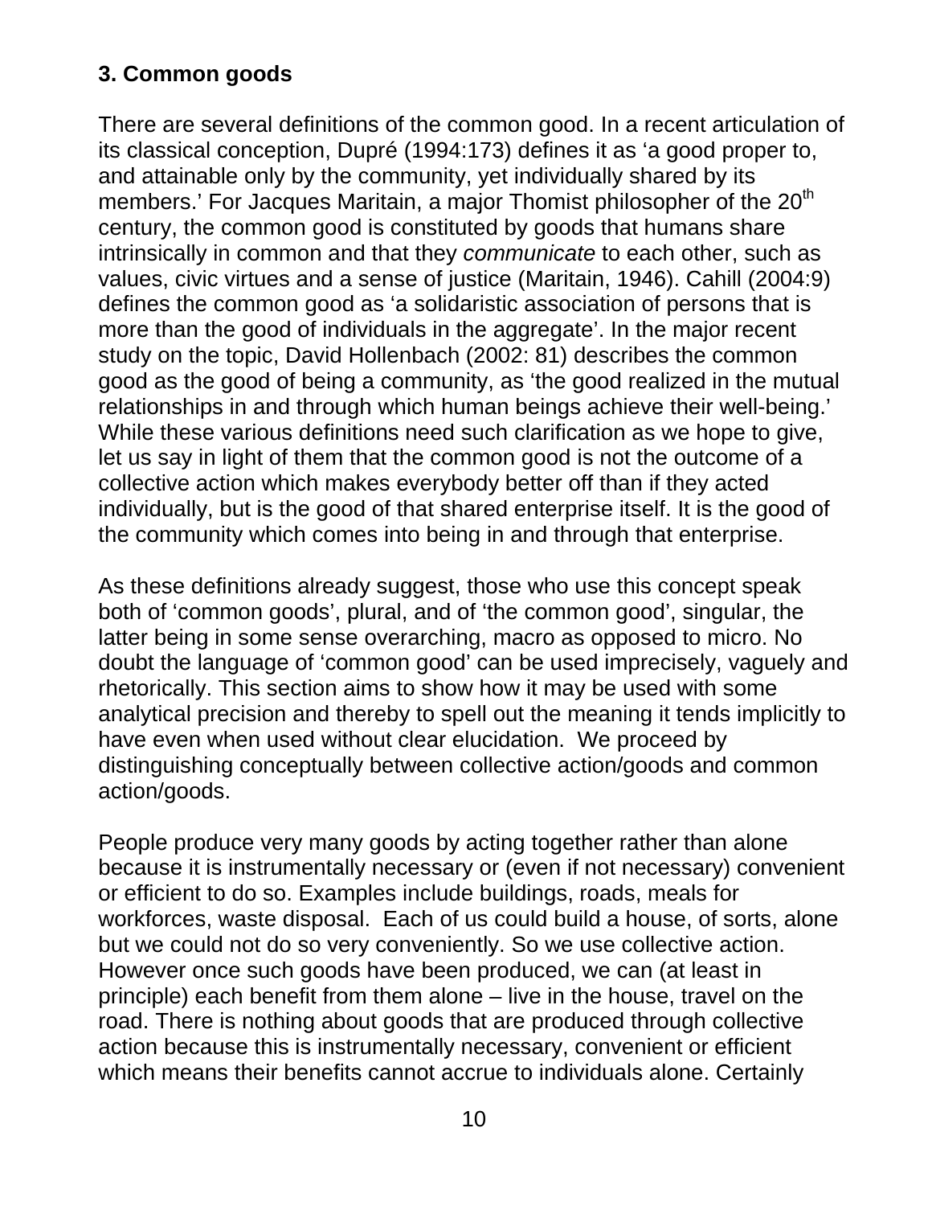### 3. Common goods

There are several definitions of the common good. In a recent articulation of its classical conception, Dupré (1994:173) defines it as 'a good proper to, and attainable only by the community, yet individually shared by its members.' For Jacques Maritain, a major Thomist philosopher of the 20th century, the common good is constituted by goods that humans share intrinsically in common and that they *communicate* to each other, such as values, civic virtues and a sense of justice (Maritain, 1946). Cahill (2004:9) defines the common good as 'a solidaristic association of persons that is more than the good of individuals in the aggregate'. In the major recent study on the topic, David Hollenbach (2002: 81) describes the common good as the good of being a community, as 'the good realized in the mutual relationships in and through which human beings achieve their well-being.' While these various definitions need such clarification as we hope to give, let us say in light of them that the common good is not the outcome of a collective action which makes everybody better off than if they acted individually, but is the good of that shared enterprise itself. It is the good of the community which comes into being in and through that enterprise.

As these definitions already suggest, those who use this concept speak both of 'common goods', plural, and of 'the common good', singular, the latter being in some sense overarching, macro as opposed to micro. No doubt the language of 'common good' can be used imprecisely, vaguely and rhetorically. This section aims to show how it may be used with some analytical precision and thereby to spell out the meaning it tends implicitly to have even when used without clear elucidation. We proceed by distinguishing conceptually between collective action/goods and common action/goods.

People produce very many goods by acting together rather than alone because it is instrumentally necessary or (even if not necessary) convenient or efficient to do so. Examples include buildings, roads, meals for workforces, waste disposal. Each of us could build a house, of sorts, alone but we could not do so very conveniently. So we use collective action. However once such goods have been produced, we can (at least in principle) each benefit from them alone – live in the house, travel on the road. There is nothing about goods that are produced through collective action because this is instrumentally necessary, convenient or efficient which means their benefits cannot accrue to individuals alone. Certainly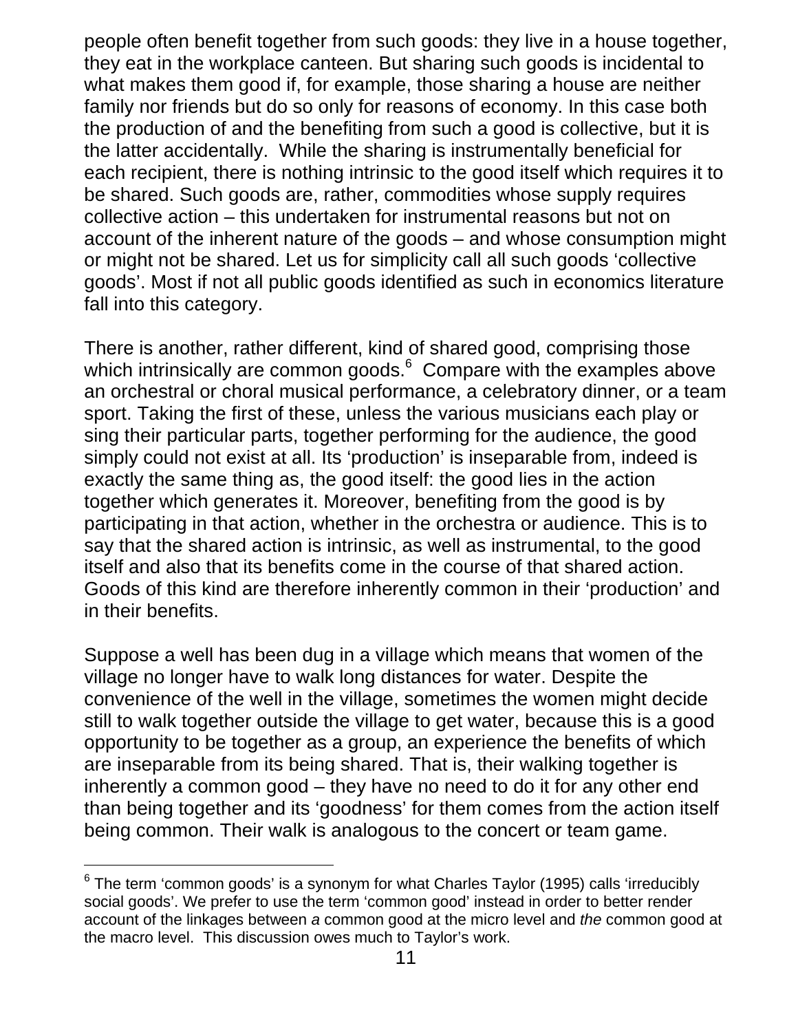people often benefit together from such goods: they live in a house together, they eat in the workplace canteen. But sharing such goods is incidental to what makes them good if, for example, those sharing a house are neither family nor friends but do so only for reasons of economy. In this case both the production of and the benefiting from such a good is collective, but it is the latter accidentally. While the sharing is instrumentally beneficial for each recipient, there is nothing intrinsic to the good itself which requires it to be shared. Such goods are, rather, commodities whose supply requires collective action – this undertaken for instrumental reasons but not on account of the inherent nature of the goods – and whose consumption might or might not be shared. Let us for simplicity call all such goods 'collective goods'. Most if not all public goods identified as such in economics literature fall into this category.

There is another, rather different, kind of shared good, comprising those which intrinsically are common goods.[6] Compare with the examples above an orchestral or choral musical performance, a celebratory dinner, or a team sport. Taking the first of these, unless the various musicians each play or sing their particular parts, together performing for the audience, the good simply could not exist at all. Its 'production' is inseparable from, indeed is exactly the same thing as, the good itself: the good lies in the action together which generates it. Moreover, benefiting from the good is by participating in that action, whether in the orchestra or audience. This is to say that the shared action is intrinsic, as well as instrumental, to the good itself and also that its benefits come in the course of that shared action. Goods of this kind are therefore inherently common in their 'production' and in their benefits.

Suppose a well has been dug in a village which means that women of the village no longer have to walk long distances for water. Despite the convenience of the well in the village, sometimes the women might decide still to walk together outside the village to get water, because this is a good opportunity to be together as a group, an experience the benefits of which are inseparable from its being shared. That is, their walking together is inherently a common good – they have no need to do it for any other end than being together and its 'goodness' for them comes from the action itself being common. Their walk is analogous to the concert or team game.

[6] The term 'common goods' is a synonym for what Charles Taylor (1995) calls 'irreducibly social goods'. We prefer to use the term 'common good' instead in order to better render account of the linkages between *a* common good at the micro level and *the* common good at the macro level. This discussion owes much to Taylor's work.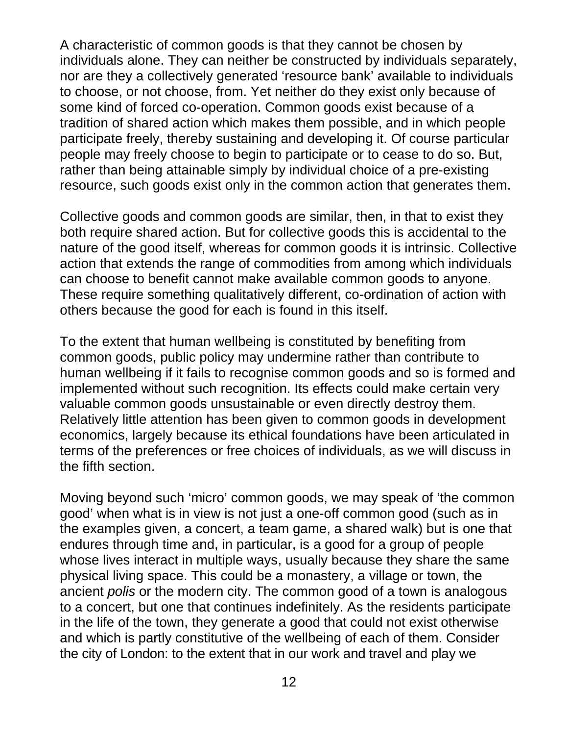A characteristic of common goods is that they cannot be chosen by individuals alone. They can neither be constructed by individuals separately, nor are they a collectively generated 'resource bank' available to individuals to choose, or not choose, from. Yet neither do they exist only because of some kind of forced co-operation. Common goods exist because of a tradition of shared action which makes them possible, and in which people participate freely, thereby sustaining and developing it. Of course particular people may freely choose to begin to participate or to cease to do so. But, rather than being attainable simply by individual choice of a pre-existing resource, such goods exist only in the common action that generates them.

Collective goods and common goods are similar, then, in that to exist they both require shared action. But for collective goods this is accidental to the nature of the good itself, whereas for common goods it is intrinsic. Collective action that extends the range of commodities from among which individuals can choose to benefit cannot make available common goods to anyone. These require something qualitatively different, co-ordination of action with others because the good for each is found in this itself.

To the extent that human wellbeing is constituted by benefiting from common goods, public policy may undermine rather than contribute to human wellbeing if it fails to recognise common goods and so is formed and implemented without such recognition. Its effects could make certain very valuable common goods unsustainable or even directly destroy them. Relatively little attention has been given to common goods in development economics, largely because its ethical foundations have been articulated in terms of the preferences or free choices of individuals, as we will discuss in the fifth section.

Moving beyond such 'micro' common goods, we may speak of 'the common good' when what is in view is not just a one-off common good (such as in the examples given, a concert, a team game, a shared walk) but is one that endures through time and, in particular, is a good for a group of people whose lives interact in multiple ways, usually because they share the same physical living space. This could be a monastery, a village or town, the ancient *polis* or the modern city. The common good of a town is analogous to a concert, but one that continues indefinitely. As the residents participate in the life of the town, they generate a good that could not exist otherwise and which is partly constitutive of the wellbeing of each of them. Consider the city of London: to the extent that in our work and travel and play we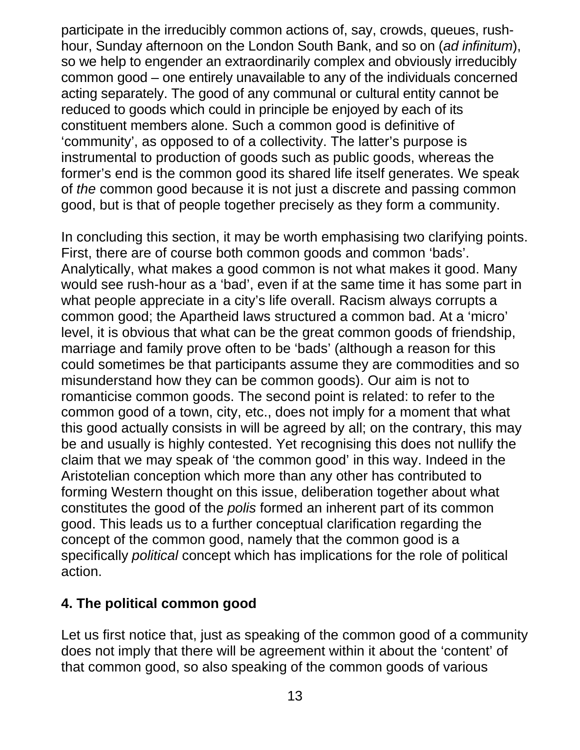participate in the irreducibly common actions of, say, crowds, queues, rush-hour, Sunday afternoon on the London South Bank, and so on (*ad infinitum*), so we help to engender an extraordinarily complex and obviously irreducibly common good – one entirely unavailable to any of the individuals concerned acting separately. The good of any communal or cultural entity cannot be reduced to goods which could in principle be enjoyed by each of its constituent members alone. Such a common good is definitive of 'community', as opposed to of a collectivity. The latter's purpose is instrumental to production of goods such as public goods, whereas the former's end is the common good its shared life itself generates. We speak of *the* common good because it is not just a discrete and passing common good, but is that of people together precisely as they form a community.

In concluding this section, it may be worth emphasising two clarifying points. First, there are of course both common goods and common 'bads'. Analytically, what makes a good common is not what makes it good. Many would see rush-hour as a 'bad', even if at the same time it has some part in what people appreciate in a city's life overall. Racism always corrupts a common good; the Apartheid laws structured a common bad. At a 'micro' level, it is obvious that what can be the great common goods of friendship, marriage and family prove often to be 'bads' (although a reason for this could sometimes be that participants assume they are commodities and so misunderstand how they can be common goods). Our aim is not to romanticise common goods. The second point is related: to refer to the common good of a town, city, etc., does not imply for a moment that what this good actually consists in will be agreed by all; on the contrary, this may be and usually is highly contested. Yet recognising this does not nullify the claim that we may speak of 'the common good' in this way. Indeed in the Aristotelian conception which more than any other has contributed to forming Western thought on this issue, deliberation together about what constitutes the good of the *polis* formed an inherent part of its common good. This leads us to a further conceptual clarification regarding the concept of the common good, namely that the common good is a specifically *political* concept which has implications for the role of political action.

## 4. The political common good

Let us first notice that, just as speaking of the common good of a community does not imply that there will be agreement within it about the 'content' of that common good, so also speaking of the common goods of various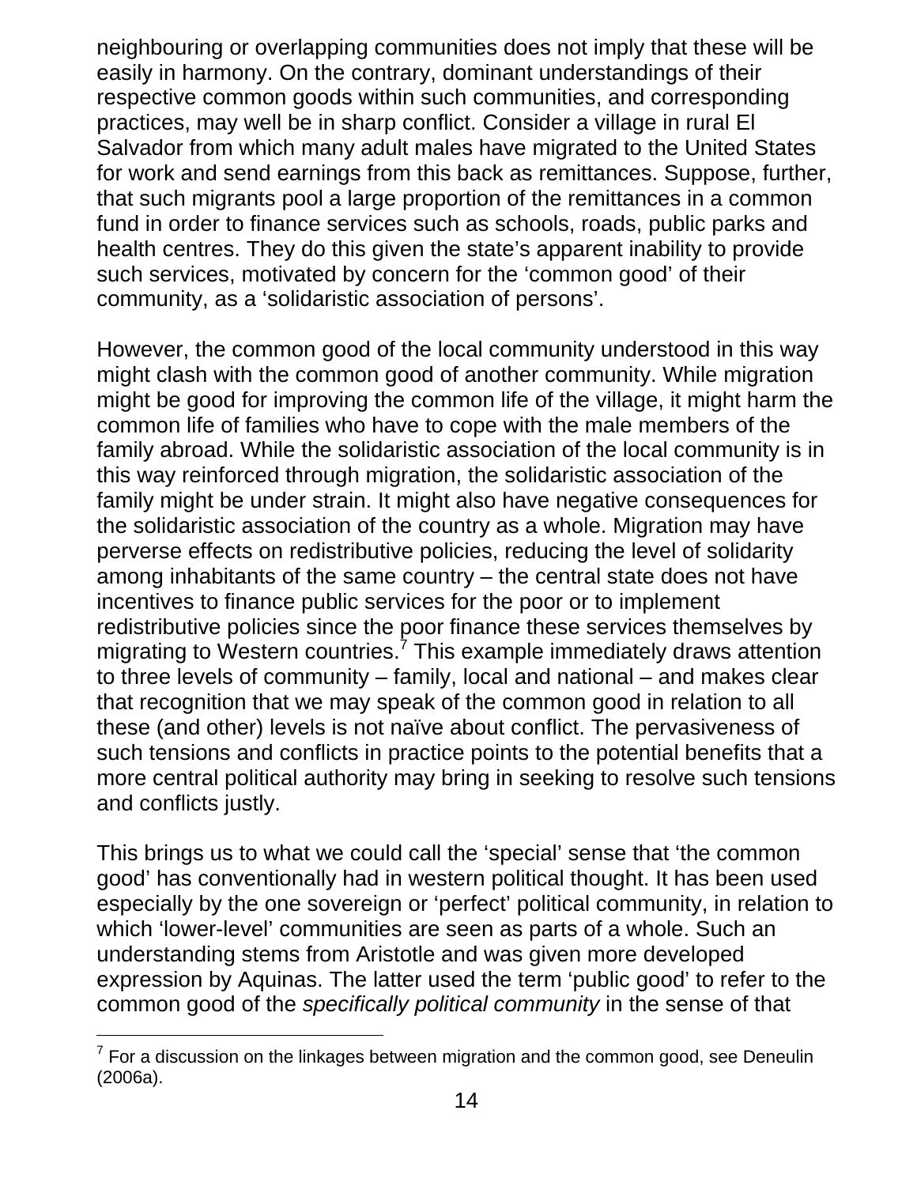neighbouring or overlapping communities does not imply that these will be easily in harmony. On the contrary, dominant understandings of their respective common goods within such communities, and corresponding practices, may well be in sharp conflict. Consider a village in rural El Salvador from which many adult males have migrated to the United States for work and send earnings from this back as remittances. Suppose, further, that such migrants pool a large proportion of the remittances in a common fund in order to finance services such as schools, roads, public parks and health centres. They do this given the state's apparent inability to provide such services, motivated by concern for the 'common good' of their community, as a 'solidaristic association of persons'.

However, the common good of the local community understood in this way might clash with the common good of another community. While migration might be good for improving the common life of the village, it might harm the common life of families who have to cope with the male members of the family abroad. While the solidaristic association of the local community is in this way reinforced through migration, the solidaristic association of the family might be under strain. It might also have negative consequences for the solidaristic association of the country as a whole. Migration may have perverse effects on redistributive policies, reducing the level of solidarity among inhabitants of the same country – the central state does not have incentives to finance public services for the poor or to implement redistributive policies since the poor finance these services themselves by migrating to Western countries.[7] This example immediately draws attention to three levels of community – family, local and national – and makes clear that recognition that we may speak of the common good in relation to all these (and other) levels is not naïve about conflict. The pervasiveness of such tensions and conflicts in practice points to the potential benefits that a more central political authority may bring in seeking to resolve such tensions and conflicts justly.

This brings us to what we could call the 'special' sense that 'the common good' has conventionally had in western political thought. It has been used especially by the one sovereign or 'perfect' political community, in relation to which 'lower-level' communities are seen as parts of a whole. Such an understanding stems from Aristotle and was given more developed expression by Aquinas. The latter used the term 'public good' to refer to the common good of the *specifically political community* in the sense of that

[7] For a discussion on the linkages between migration and the common good, see Deneulin (2006a).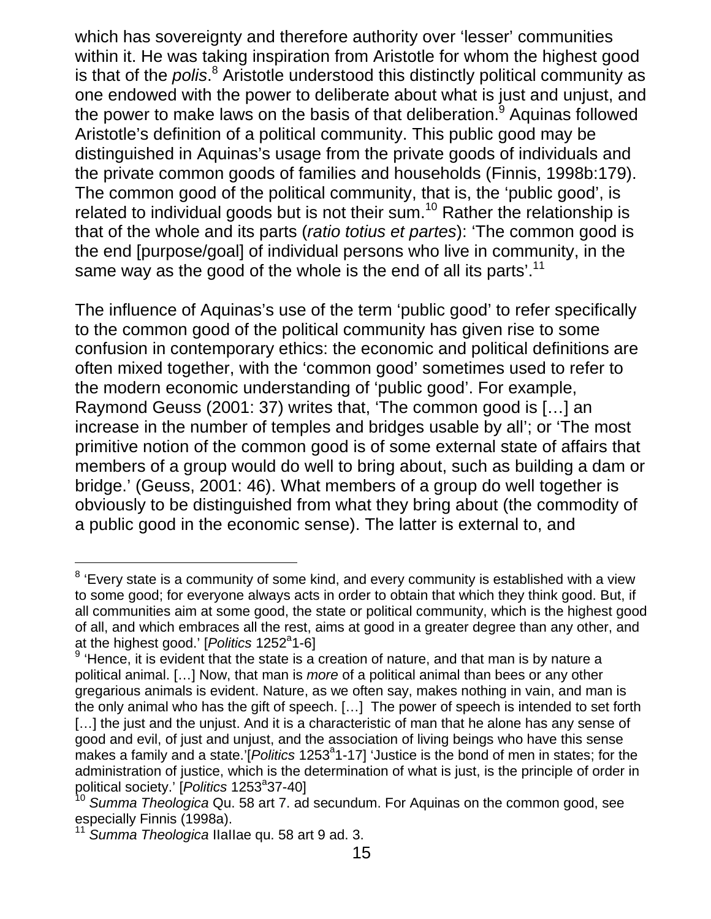which has sovereignty and therefore authority over 'lesser' communities within it. He was taking inspiration from Aristotle for whom the highest good is that of the *polis*.[8] Aristotle understood this distinctly political community as one endowed with the power to deliberate about what is just and unjust, and the power to make laws on the basis of that deliberation.[9] Aquinas followed Aristotle's definition of a political community. This public good may be distinguished in Aquinas's usage from the private goods of individuals and the private common goods of families and households (Finnis, 1998b:179). The common good of the political community, that is, the 'public good', is related to individual goods but is not their sum.[10] Rather the relationship is that of the whole and its parts (*ratio totius et partes*): 'The common good is the end [purpose/goal] of individual persons who live in community, in the same way as the good of the whole is the end of all its parts'.[11]

The influence of Aquinas's use of the term 'public good' to refer specifically to the common good of the political community has given rise to some confusion in contemporary ethics: the economic and political definitions are often mixed together, with the 'common good' sometimes used to refer to the modern economic understanding of 'public good'. For example, Raymond Geuss (2001: 37) writes that, 'The common good is […] an increase in the number of temples and bridges usable by all'; or 'The most primitive notion of the common good is of some external state of affairs that members of a group would do well to bring about, such as building a dam or bridge.' (Geuss, 2001: 46). What members of a group do well together is obviously to be distinguished from what they bring about (the commodity of a public good in the economic sense). The latter is external to, and

---

[8] 'Every state is a community of some kind, and every community is established with a view to some good; for everyone always acts in order to obtain that which they think good. But, if all communities aim at some good, the state or political community, which is the highest good of all, and which embraces all the rest, aims at good in a greater degree than any other, and at the highest good.' [*Politics* 1252[a]1-6]

[9] 'Hence, it is evident that the state is a creation of nature, and that man is by nature a political animal. […] Now, that man is *more* of a political animal than bees or any other gregarious animals is evident. Nature, as we often say, makes nothing in vain, and man is the only animal who has the gift of speech. […] The power of speech is intended to set forth […] the just and the unjust. And it is a characteristic of man that he alone has any sense of good and evil, of just and unjust, and the association of living beings who have this sense makes a family and a state.'[*Politics* 1253[a]1-17] 'Justice is the bond of men in states; for the administration of justice, which is the determination of what is just, is the principle of order in political society.' [*Politics* 1253[a]37-40]

[10] *Summa Theologica* Qu. 58 art 7. ad secundum. For Aquinas on the common good, see especially Finnis (1998a).

[11] *Summa Theologica* IIaIIae qu. 58 art 9 ad. 3.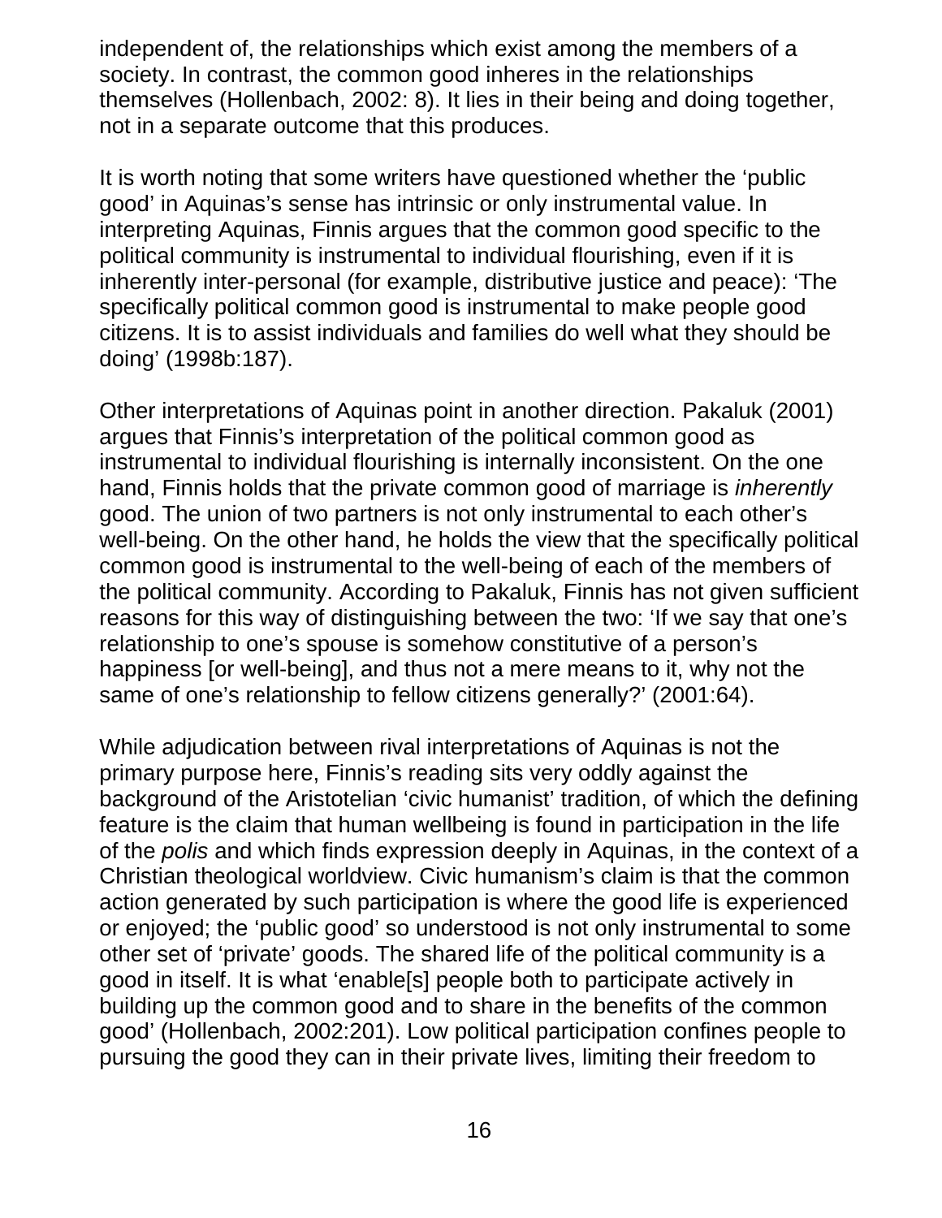independent of, the relationships which exist among the members of a society. In contrast, the common good inheres in the relationships themselves (Hollenbach, 2002: 8). It lies in their being and doing together, not in a separate outcome that this produces.

It is worth noting that some writers have questioned whether the 'public good' in Aquinas's sense has intrinsic or only instrumental value. In interpreting Aquinas, Finnis argues that the common good specific to the political community is instrumental to individual flourishing, even if it is inherently inter-personal (for example, distributive justice and peace): 'The specifically political common good is instrumental to make people good citizens. It is to assist individuals and families do well what they should be doing' (1998b:187).

Other interpretations of Aquinas point in another direction. Pakaluk (2001) argues that Finnis's interpretation of the political common good as instrumental to individual flourishing is internally inconsistent. On the one hand, Finnis holds that the private common good of marriage is *inherently* good. The union of two partners is not only instrumental to each other's well-being. On the other hand, he holds the view that the specifically political common good is instrumental to the well-being of each of the members of the political community. According to Pakaluk, Finnis has not given sufficient reasons for this way of distinguishing between the two: 'If we say that one's relationship to one's spouse is somehow constitutive of a person's happiness [or well-being], and thus not a mere means to it, why not the same of one's relationship to fellow citizens generally?' (2001:64).

While adjudication between rival interpretations of Aquinas is not the primary purpose here, Finnis's reading sits very oddly against the background of the Aristotelian 'civic humanist' tradition, of which the defining feature is the claim that human wellbeing is found in participation in the life of the *polis* and which finds expression deeply in Aquinas, in the context of a Christian theological worldview. Civic humanism's claim is that the common action generated by such participation is where the good life is experienced or enjoyed; the 'public good' so understood is not only instrumental to some other set of 'private' goods. The shared life of the political community is a good in itself. It is what 'enable[s] people both to participate actively in building up the common good and to share in the benefits of the common good' (Hollenbach, 2002:201). Low political participation confines people to pursuing the good they can in their private lives, limiting their freedom to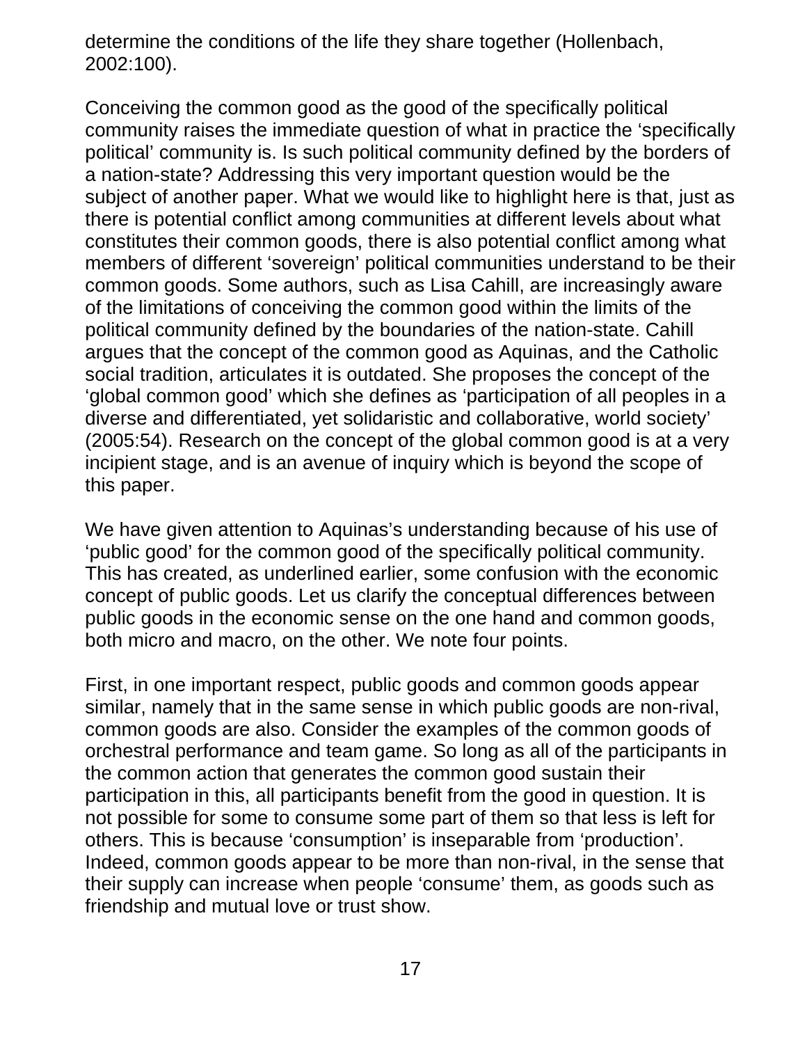determine the conditions of the life they share together (Hollenbach, 2002:100).

Conceiving the common good as the good of the specifically political community raises the immediate question of what in practice the 'specifically political' community is. Is such political community defined by the borders of a nation-state? Addressing this very important question would be the subject of another paper. What we would like to highlight here is that, just as there is potential conflict among communities at different levels about what constitutes their common goods, there is also potential conflict among what members of different 'sovereign' political communities understand to be their common goods. Some authors, such as Lisa Cahill, are increasingly aware of the limitations of conceiving the common good within the limits of the political community defined by the boundaries of the nation-state. Cahill argues that the concept of the common good as Aquinas, and the Catholic social tradition, articulates it is outdated. She proposes the concept of the 'global common good' which she defines as 'participation of all peoples in a diverse and differentiated, yet solidaristic and collaborative, world society' (2005:54). Research on the concept of the global common good is at a very incipient stage, and is an avenue of inquiry which is beyond the scope of this paper.

We have given attention to Aquinas's understanding because of his use of 'public good' for the common good of the specifically political community. This has created, as underlined earlier, some confusion with the economic concept of public goods. Let us clarify the conceptual differences between public goods in the economic sense on the one hand and common goods, both micro and macro, on the other. We note four points.

First, in one important respect, public goods and common goods appear similar, namely that in the same sense in which public goods are non-rival, common goods are also. Consider the examples of the common goods of orchestral performance and team game. So long as all of the participants in the common action that generates the common good sustain their participation in this, all participants benefit from the good in question. It is not possible for some to consume some part of them so that less is left for others. This is because 'consumption' is inseparable from 'production'. Indeed, common goods appear to be more than non-rival, in the sense that their supply can increase when people 'consume' them, as goods such as friendship and mutual love or trust show.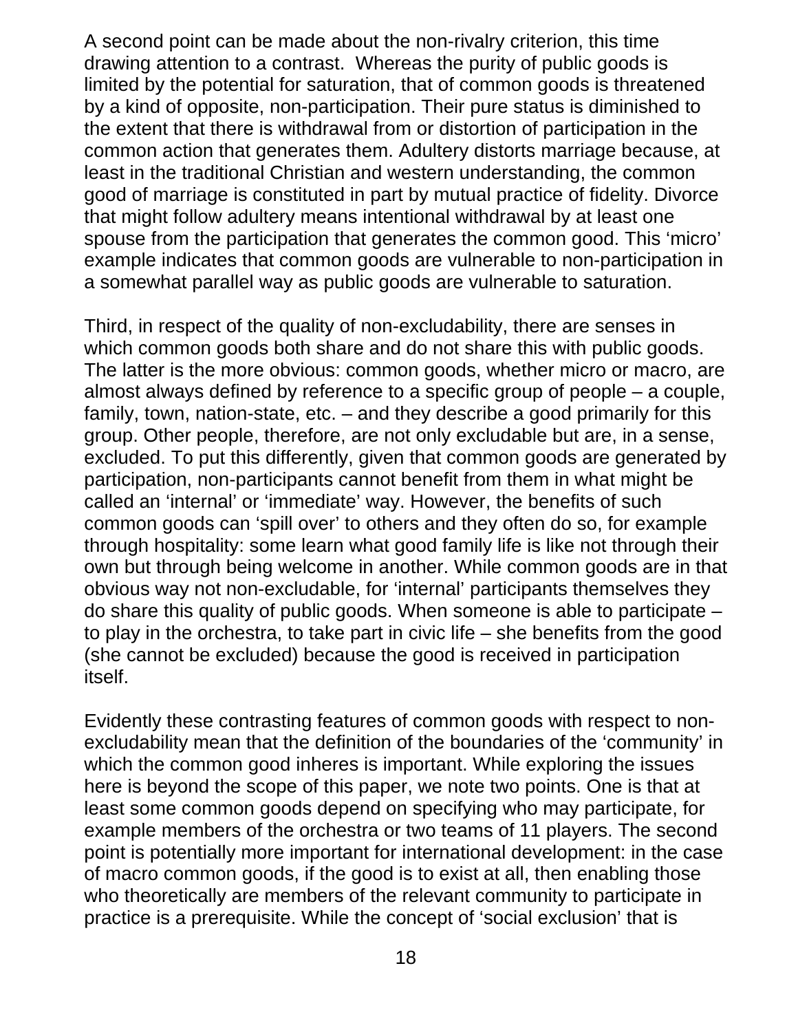A second point can be made about the non-rivalry criterion, this time drawing attention to a contrast. Whereas the purity of public goods is limited by the potential for saturation, that of common goods is threatened by a kind of opposite, non-participation. Their pure status is diminished to the extent that there is withdrawal from or distortion of participation in the common action that generates them. Adultery distorts marriage because, at least in the traditional Christian and western understanding, the common good of marriage is constituted in part by mutual practice of fidelity. Divorce that might follow adultery means intentional withdrawal by at least one spouse from the participation that generates the common good. This 'micro' example indicates that common goods are vulnerable to non-participation in a somewhat parallel way as public goods are vulnerable to saturation.

Third, in respect of the quality of non-excludability, there are senses in which common goods both share and do not share this with public goods. The latter is the more obvious: common goods, whether micro or macro, are almost always defined by reference to a specific group of people – a couple, family, town, nation-state, etc. – and they describe a good primarily for this group. Other people, therefore, are not only excludable but are, in a sense, excluded. To put this differently, given that common goods are generated by participation, non-participants cannot benefit from them in what might be called an 'internal' or 'immediate' way. However, the benefits of such common goods can 'spill over' to others and they often do so, for example through hospitality: some learn what good family life is like not through their own but through being welcome in another. While common goods are in that obvious way not non-excludable, for 'internal' participants themselves they do share this quality of public goods. When someone is able to participate – to play in the orchestra, to take part in civic life – she benefits from the good (she cannot be excluded) because the good is received in participation itself.

Evidently these contrasting features of common goods with respect to non-excludability mean that the definition of the boundaries of the 'community' in which the common good inheres is important. While exploring the issues here is beyond the scope of this paper, we note two points. One is that at least some common goods depend on specifying who may participate, for example members of the orchestra or two teams of 11 players. The second point is potentially more important for international development: in the case of macro common goods, if the good is to exist at all, then enabling those who theoretically are members of the relevant community to participate in practice is a prerequisite. While the concept of 'social exclusion' that is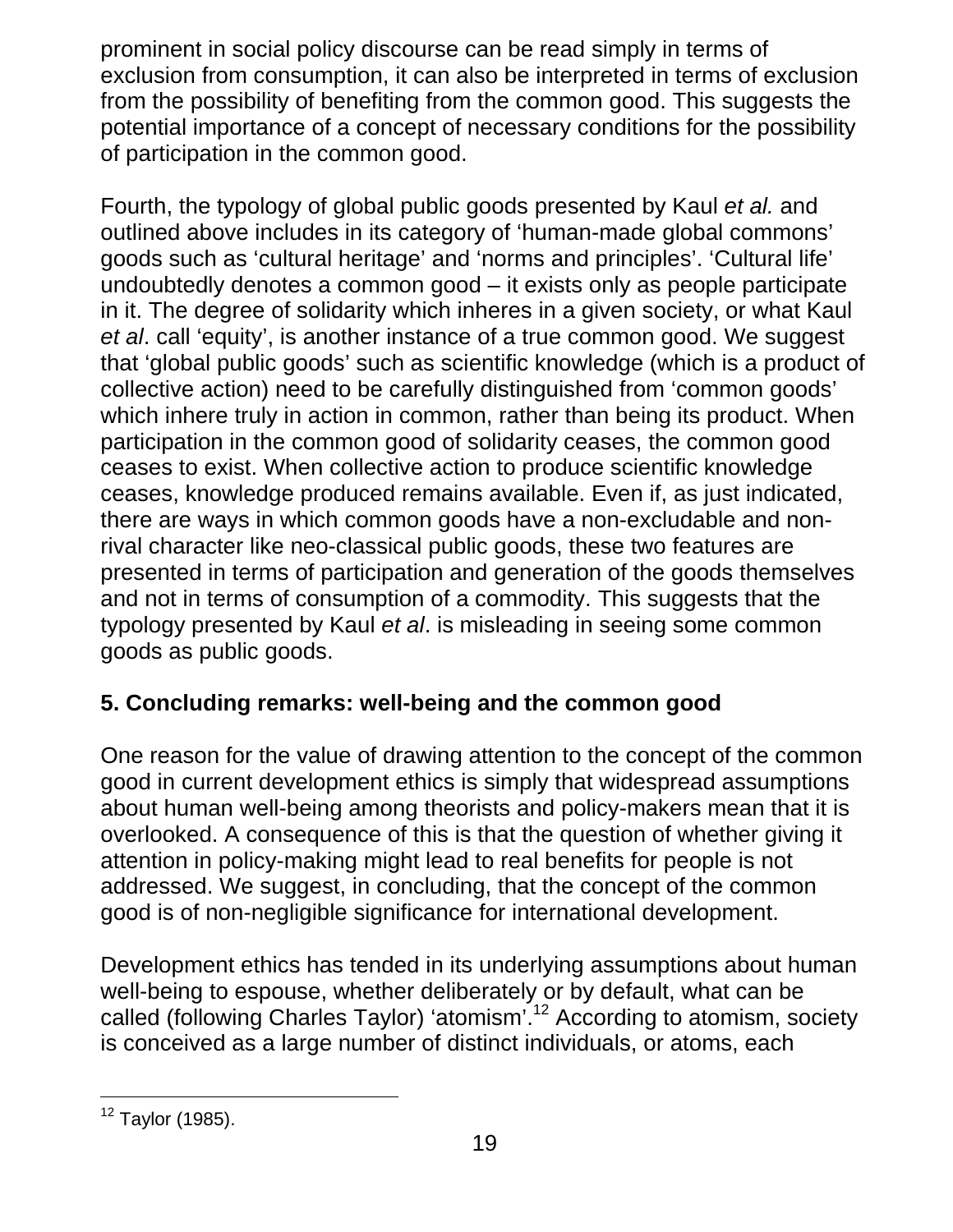prominent in social policy discourse can be read simply in terms of exclusion from consumption, it can also be interpreted in terms of exclusion from the possibility of benefiting from the common good. This suggests the potential importance of a concept of necessary conditions for the possibility of participation in the common good.

Fourth, the typology of global public goods presented by Kaul *et al.* and outlined above includes in its category of 'human-made global commons' goods such as 'cultural heritage' and 'norms and principles'. 'Cultural life' undoubtedly denotes a common good – it exists only as people participate in it. The degree of solidarity which inheres in a given society, or what Kaul *et al*. call 'equity', is another instance of a true common good. We suggest that 'global public goods' such as scientific knowledge (which is a product of collective action) need to be carefully distinguished from 'common goods' which inhere truly in action in common, rather than being its product. When participation in the common good of solidarity ceases, the common good ceases to exist. When collective action to produce scientific knowledge ceases, knowledge produced remains available. Even if, as just indicated, there are ways in which common goods have a non-excludable and non-rival character like neo-classical public goods, these two features are presented in terms of participation and generation of the goods themselves and not in terms of consumption of a commodity. This suggests that the typology presented by Kaul *et al*. is misleading in seeing some common goods as public goods.

## 5. Concluding remarks: well-being and the common good

One reason for the value of drawing attention to the concept of the common good in current development ethics is simply that widespread assumptions about human well-being among theorists and policy-makers mean that it is overlooked. A consequence of this is that the question of whether giving it attention in policy-making might lead to real benefits for people is not addressed. We suggest, in concluding, that the concept of the common good is of non-negligible significance for international development.

Development ethics has tended in its underlying assumptions about human well-being to espouse, whether deliberately or by default, what can be called (following Charles Taylor) 'atomism'.[12] According to atomism, society is conceived as a large number of distinct individuals, or atoms, each

[12] Taylor (1985).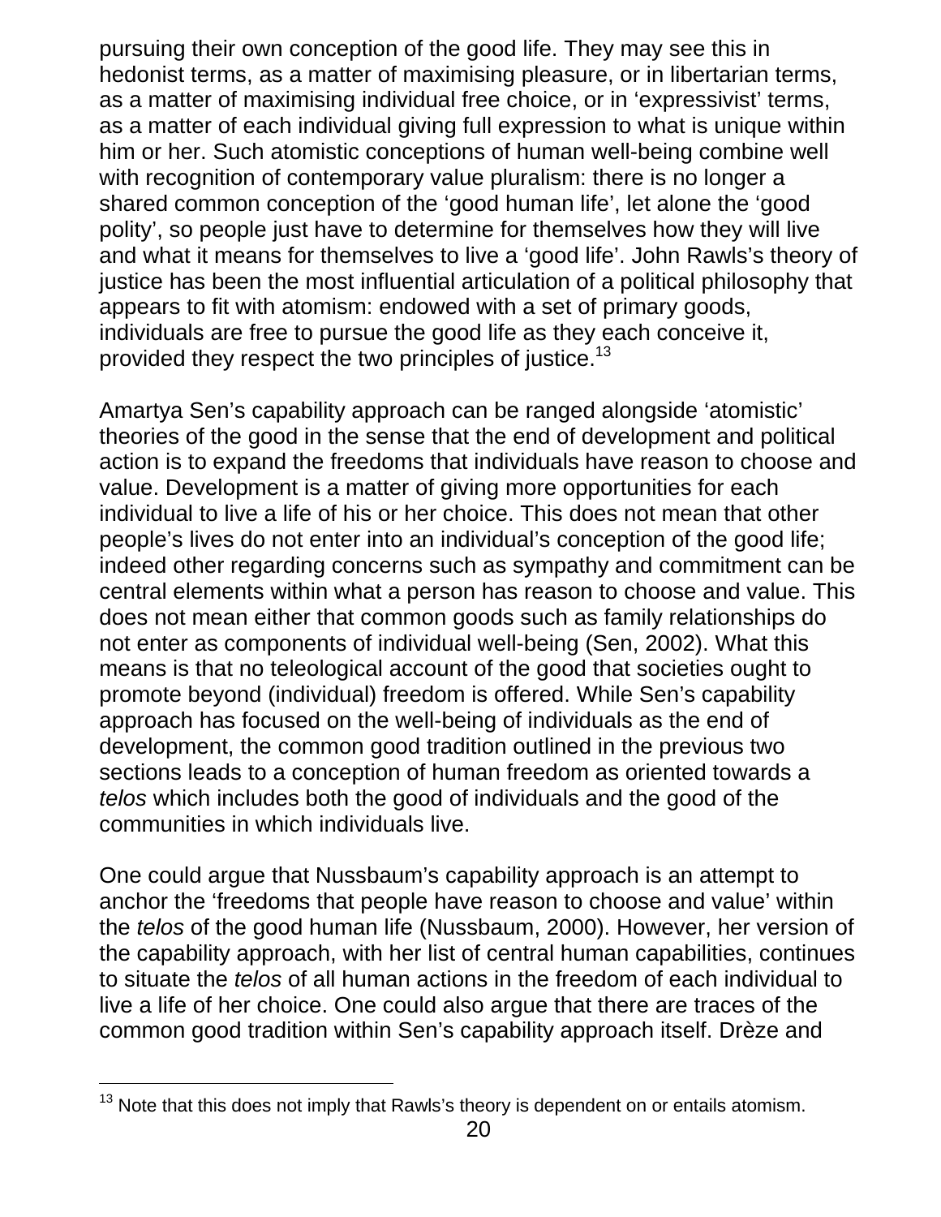pursuing their own conception of the good life. They may see this in hedonist terms, as a matter of maximising pleasure, or in libertarian terms, as a matter of maximising individual free choice, or in 'expressivist' terms, as a matter of each individual giving full expression to what is unique within him or her. Such atomistic conceptions of human well-being combine well with recognition of contemporary value pluralism: there is no longer a shared common conception of the 'good human life', let alone the 'good polity', so people just have to determine for themselves how they will live and what it means for themselves to live a 'good life'. John Rawls's theory of justice has been the most influential articulation of a political philosophy that appears to fit with atomism: endowed with a set of primary goods, individuals are free to pursue the good life as they each conceive it, provided they respect the two principles of justice.[13]

Amartya Sen's capability approach can be ranged alongside 'atomistic' theories of the good in the sense that the end of development and political action is to expand the freedoms that individuals have reason to choose and value. Development is a matter of giving more opportunities for each individual to live a life of his or her choice. This does not mean that other people's lives do not enter into an individual's conception of the good life; indeed other regarding concerns such as sympathy and commitment can be central elements within what a person has reason to choose and value. This does not mean either that common goods such as family relationships do not enter as components of individual well-being (Sen, 2002). What this means is that no teleological account of the good that societies ought to promote beyond (individual) freedom is offered. While Sen's capability approach has focused on the well-being of individuals as the end of development, the common good tradition outlined in the previous two sections leads to a conception of human freedom as oriented towards a *telos* which includes both the good of individuals and the good of the communities in which individuals live.

One could argue that Nussbaum's capability approach is an attempt to anchor the 'freedoms that people have reason to choose and value' within the *telos* of the good human life (Nussbaum, 2000). However, her version of the capability approach, with her list of central human capabilities, continues to situate the *telos* of all human actions in the freedom of each individual to live a life of her choice. One could also argue that there are traces of the common good tradition within Sen's capability approach itself. Drèze and

---

[13] Note that this does not imply that Rawls's theory is dependent on or entails atomism.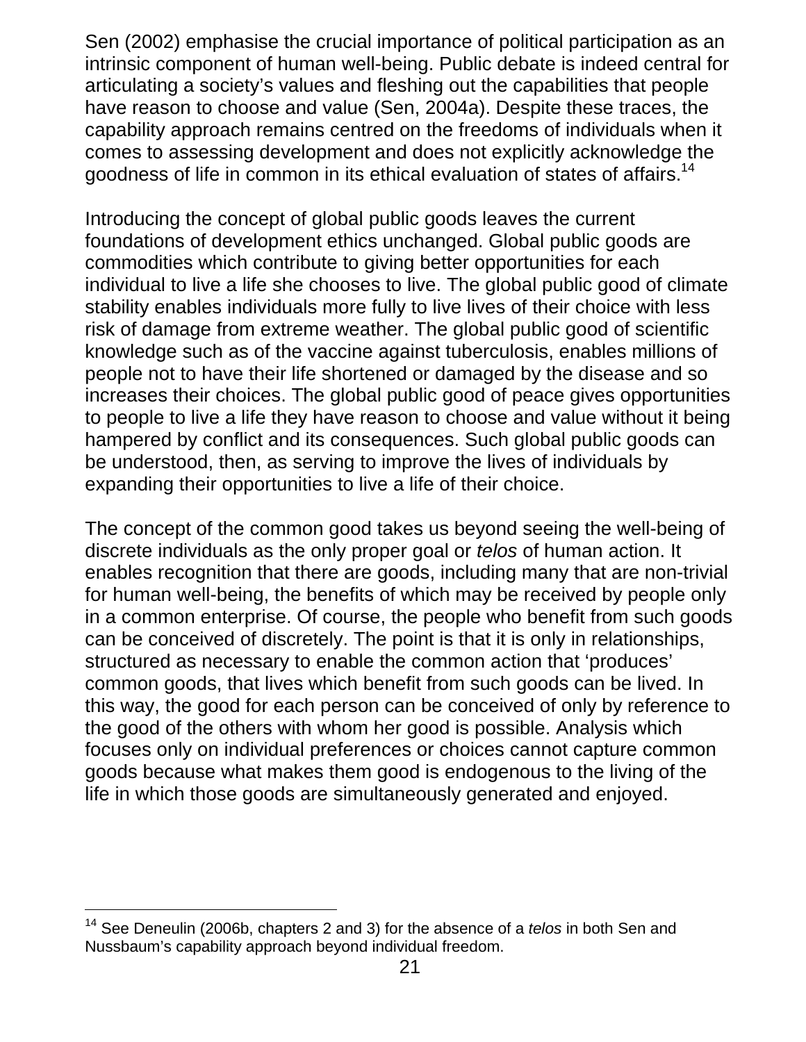Sen (2002) emphasise the crucial importance of political participation as an intrinsic component of human well-being. Public debate is indeed central for articulating a society's values and fleshing out the capabilities that people have reason to choose and value (Sen, 2004a). Despite these traces, the capability approach remains centred on the freedoms of individuals when it comes to assessing development and does not explicitly acknowledge the goodness of life in common in its ethical evaluation of states of affairs.[14]

Introducing the concept of global public goods leaves the current foundations of development ethics unchanged. Global public goods are commodities which contribute to giving better opportunities for each individual to live a life she chooses to live. The global public good of climate stability enables individuals more fully to live lives of their choice with less risk of damage from extreme weather. The global public good of scientific knowledge such as of the vaccine against tuberculosis, enables millions of people not to have their life shortened or damaged by the disease and so increases their choices. The global public good of peace gives opportunities to people to live a life they have reason to choose and value without it being hampered by conflict and its consequences. Such global public goods can be understood, then, as serving to improve the lives of individuals by expanding their opportunities to live a life of their choice.

The concept of the common good takes us beyond seeing the well-being of discrete individuals as the only proper goal or *telos* of human action. It enables recognition that there are goods, including many that are non-trivial for human well-being, the benefits of which may be received by people only in a common enterprise. Of course, the people who benefit from such goods can be conceived of discretely. The point is that it is only in relationships, structured as necessary to enable the common action that 'produces' common goods, that lives which benefit from such goods can be lived. In this way, the good for each person can be conceived of only by reference to the good of the others with whom her good is possible. Analysis which focuses only on individual preferences or choices cannot capture common goods because what makes them good is endogenous to the living of the life in which those goods are simultaneously generated and enjoyed.

[14] See Deneulin (2006b, chapters 2 and 3) for the absence of a *telos* in both Sen and Nussbaum's capability approach beyond individual freedom.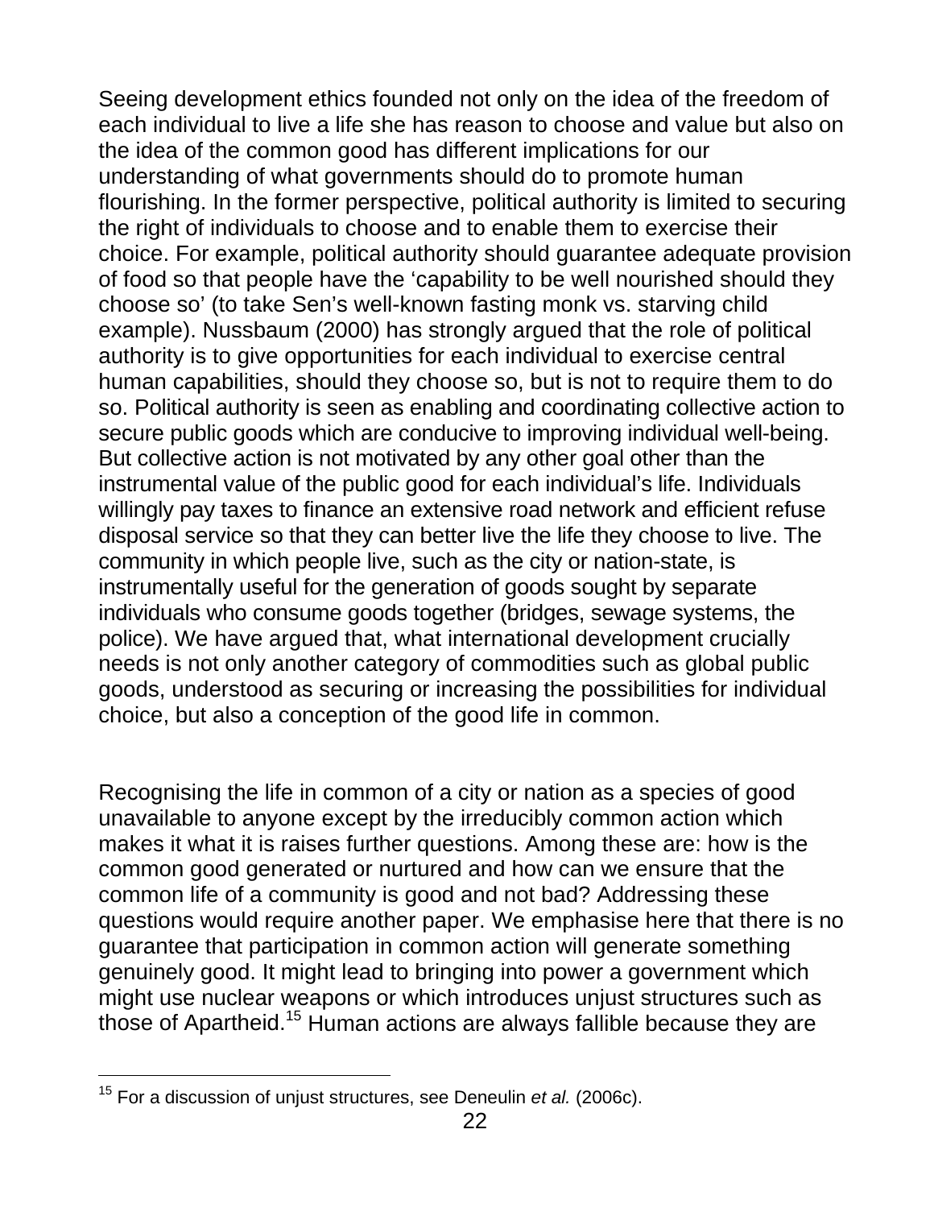Seeing development ethics founded not only on the idea of the freedom of each individual to live a life she has reason to choose and value but also on the idea of the common good has different implications for our understanding of what governments should do to promote human flourishing. In the former perspective, political authority is limited to securing the right of individuals to choose and to enable them to exercise their choice. For example, political authority should guarantee adequate provision of food so that people have the 'capability to be well nourished should they choose so' (to take Sen's well-known fasting monk vs. starving child example). Nussbaum (2000) has strongly argued that the role of political authority is to give opportunities for each individual to exercise central human capabilities, should they choose so, but is not to require them to do so. Political authority is seen as enabling and coordinating collective action to secure public goods which are conducive to improving individual well-being. But collective action is not motivated by any other goal other than the instrumental value of the public good for each individual's life. Individuals willingly pay taxes to finance an extensive road network and efficient refuse disposal service so that they can better live the life they choose to live. The community in which people live, such as the city or nation-state, is instrumentally useful for the generation of goods sought by separate individuals who consume goods together (bridges, sewage systems, the police). We have argued that, what international development crucially needs is not only another category of commodities such as global public goods, understood as securing or increasing the possibilities for individual choice, but also a conception of the good life in common.

Recognising the life in common of a city or nation as a species of good unavailable to anyone except by the irreducibly common action which makes it what it is raises further questions. Among these are: how is the common good generated or nurtured and how can we ensure that the common life of a community is good and not bad? Addressing these questions would require another paper. We emphasise here that there is no guarantee that participation in common action will generate something genuinely good. It might lead to bringing into power a government which might use nuclear weapons or which introduces unjust structures such as those of Apartheid.[15] Human actions are always fallible because they are

[15] For a discussion of unjust structures, see Deneulin *et al.* (2006c).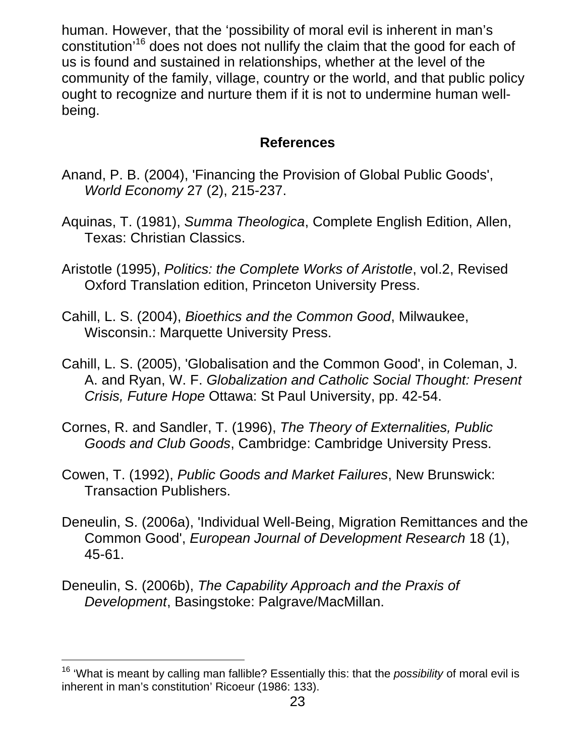human. However, that the 'possibility of moral evil is inherent in man's constitution'[16] does not does not nullify the claim that the good for each of us is found and sustained in relationships, whether at the level of the community of the family, village, country or the world, and that public policy ought to recognize and nurture them if it is not to undermine human well-being.

## References

Anand, P. B. (2004), 'Financing the Provision of Global Public Goods', *World Economy* 27 (2), 215-237.

Aquinas, T. (1981), *Summa Theologica*, Complete English Edition, Allen, Texas: Christian Classics.

Aristotle (1995), *Politics: the Complete Works of Aristotle*, vol.2, Revised Oxford Translation edition, Princeton University Press.

Cahill, L. S. (2004), *Bioethics and the Common Good*, Milwaukee, Wisconsin.: Marquette University Press.

Cahill, L. S. (2005), 'Globalisation and the Common Good', in Coleman, J. A. and Ryan, W. F. *Globalization and Catholic Social Thought: Present Crisis, Future Hope* Ottawa: St Paul University, pp. 42-54.

Cornes, R. and Sandler, T. (1996), *The Theory of Externalities, Public Goods and Club Goods*, Cambridge: Cambridge University Press.

Cowen, T. (1992), *Public Goods and Market Failures*, New Brunswick: Transaction Publishers.

Deneulin, S. (2006a), 'Individual Well-Being, Migration Remittances and the Common Good', *European Journal of Development Research* 18 (1), 45-61.

Deneulin, S. (2006b), *The Capability Approach and the Praxis of Development*, Basingstoke: Palgrave/MacMillan.

---

[16] 'What is meant by calling man fallible? Essentially this: that the *possibility* of moral evil is inherent in man's constitution' Ricoeur (1986: 133).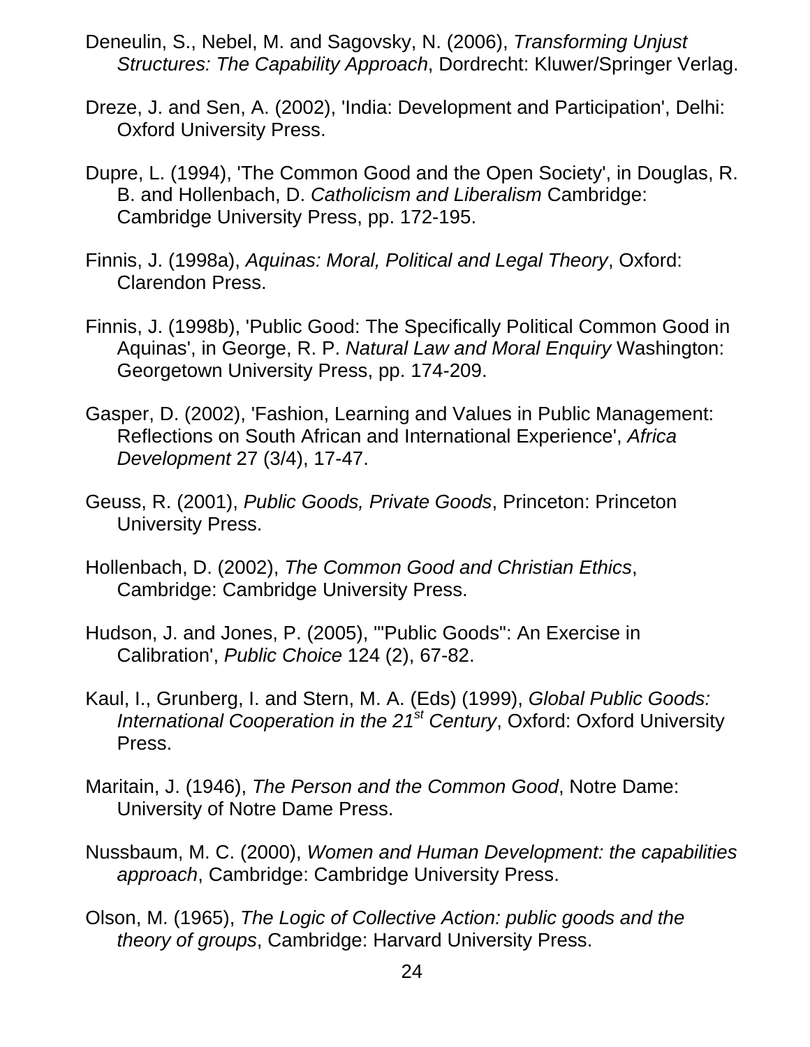Deneulin, S., Nebel, M. and Sagovsky, N. (2006), *Transforming Unjust Structures: The Capability Approach*, Dordrecht: Kluwer/Springer Verlag.

Dreze, J. and Sen, A. (2002), 'India: Development and Participation', Delhi: Oxford University Press.

Dupre, L. (1994), 'The Common Good and the Open Society', in Douglas, R. B. and Hollenbach, D. *Catholicism and Liberalism* Cambridge: Cambridge University Press, pp. 172-195.

Finnis, J. (1998a), *Aquinas: Moral, Political and Legal Theory*, Oxford: Clarendon Press.

Finnis, J. (1998b), 'Public Good: The Specifically Political Common Good in Aquinas', in George, R. P. *Natural Law and Moral Enquiry* Washington: Georgetown University Press, pp. 174-209.

Gasper, D. (2002), 'Fashion, Learning and Values in Public Management: Reflections on South African and International Experience', *Africa Development* 27 (3/4), 17-47.

Geuss, R. (2001), *Public Goods, Private Goods*, Princeton: Princeton University Press.

Hollenbach, D. (2002), *The Common Good and Christian Ethics*, Cambridge: Cambridge University Press.

Hudson, J. and Jones, P. (2005), '"Public Goods": An Exercise in Calibration', *Public Choice* 124 (2), 67-82.

Kaul, I., Grunberg, I. and Stern, M. A. (Eds) (1999), *Global Public Goods: International Cooperation in the 21st Century*, Oxford: Oxford University Press.

Maritain, J. (1946), *The Person and the Common Good*, Notre Dame: University of Notre Dame Press.

Nussbaum, M. C. (2000), *Women and Human Development: the capabilities approach*, Cambridge: Cambridge University Press.

Olson, M. (1965), *The Logic of Collective Action: public goods and the theory of groups*, Cambridge: Harvard University Press.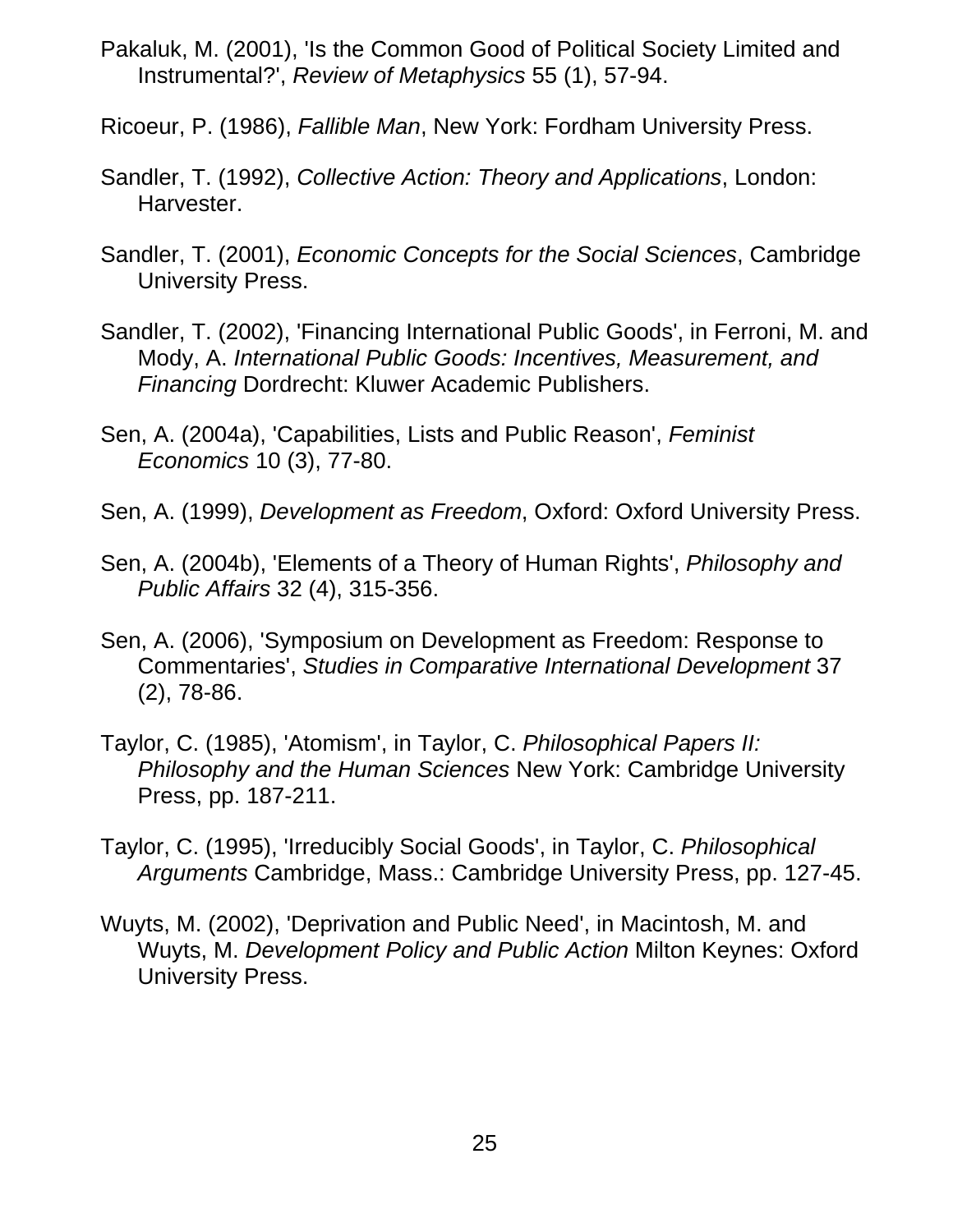Pakaluk, M. (2001), 'Is the Common Good of Political Society Limited and Instrumental?', *Review of Metaphysics* 55 (1), 57-94.

Ricoeur, P. (1986), *Fallible Man*, New York: Fordham University Press.

Sandler, T. (1992), *Collective Action: Theory and Applications*, London: Harvester.

Sandler, T. (2001), *Economic Concepts for the Social Sciences*, Cambridge University Press.

Sandler, T. (2002), 'Financing International Public Goods', in Ferroni, M. and Mody, A. *International Public Goods: Incentives, Measurement, and Financing* Dordrecht: Kluwer Academic Publishers.

Sen, A. (2004a), 'Capabilities, Lists and Public Reason', *Feminist Economics* 10 (3), 77-80.

Sen, A. (1999), *Development as Freedom*, Oxford: Oxford University Press.

Sen, A. (2004b), 'Elements of a Theory of Human Rights', *Philosophy and Public Affairs* 32 (4), 315-356.

Sen, A. (2006), 'Symposium on Development as Freedom: Response to Commentaries', *Studies in Comparative International Development* 37 (2), 78-86.

Taylor, C. (1985), 'Atomism', in Taylor, C. *Philosophical Papers II: Philosophy and the Human Sciences* New York: Cambridge University Press, pp. 187-211.

Taylor, C. (1995), 'Irreducibly Social Goods', in Taylor, C. *Philosophical Arguments* Cambridge, Mass.: Cambridge University Press, pp. 127-45.

Wuyts, M. (2002), 'Deprivation and Public Need', in Macintosh, M. and Wuyts, M. *Development Policy and Public Action* Milton Keynes: Oxford University Press.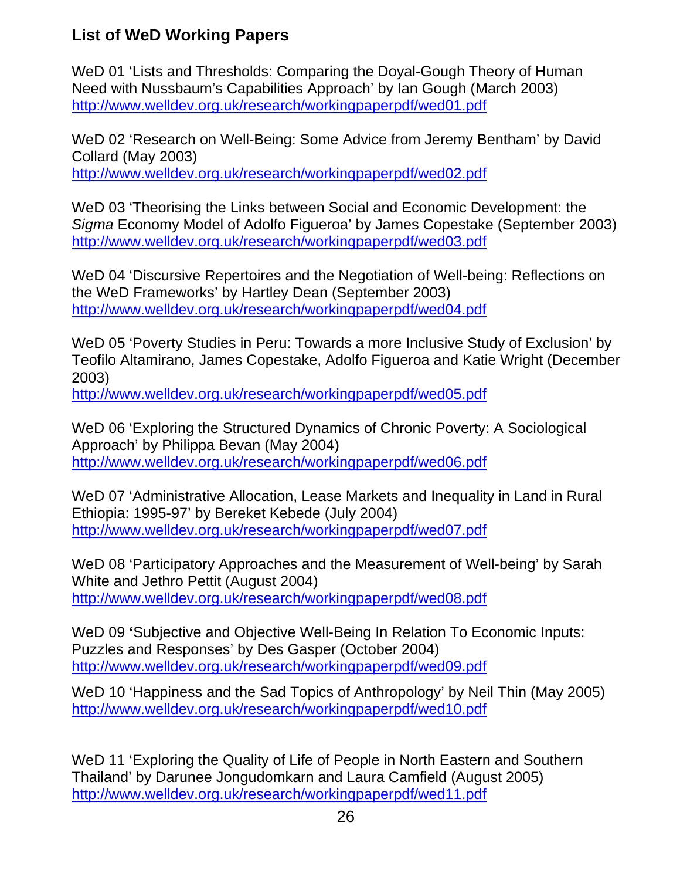## List of WeD Working Papers

WeD 01 'Lists and Thresholds: Comparing the Doyal-Gough Theory of Human Need with Nussbaum's Capabilities Approach' by Ian Gough (March 2003)
http://www.welldev.org.uk/research/workingpaperpdf/wed01.pdf

WeD 02 'Research on Well-Being: Some Advice from Jeremy Bentham' by David Collard (May 2003)
http://www.welldev.org.uk/research/workingpaperpdf/wed02.pdf

WeD 03 'Theorising the Links between Social and Economic Development: the *Sigma* Economy Model of Adolfo Figueroa' by James Copestake (September 2003)
http://www.welldev.org.uk/research/workingpaperpdf/wed03.pdf

WeD 04 'Discursive Repertoires and the Negotiation of Well-being: Reflections on the WeD Frameworks' by Hartley Dean (September 2003)
http://www.welldev.org.uk/research/workingpaperpdf/wed04.pdf

WeD 05 'Poverty Studies in Peru: Towards a more Inclusive Study of Exclusion' by Teofilo Altamirano, James Copestake, Adolfo Figueroa and Katie Wright (December 2003)
http://www.welldev.org.uk/research/workingpaperpdf/wed05.pdf

WeD 06 'Exploring the Structured Dynamics of Chronic Poverty: A Sociological Approach' by Philippa Bevan (May 2004)
http://www.welldev.org.uk/research/workingpaperpdf/wed06.pdf

WeD 07 'Administrative Allocation, Lease Markets and Inequality in Land in Rural Ethiopia: 1995-97' by Bereket Kebede (July 2004)
http://www.welldev.org.uk/research/workingpaperpdf/wed07.pdf

WeD 08 'Participatory Approaches and the Measurement of Well-being' by Sarah White and Jethro Pettit (August 2004)
http://www.welldev.org.uk/research/workingpaperpdf/wed08.pdf

WeD 09 'Subjective and Objective Well-Being In Relation To Economic Inputs: Puzzles and Responses' by Des Gasper (October 2004)
http://www.welldev.org.uk/research/workingpaperpdf/wed09.pdf

WeD 10 'Happiness and the Sad Topics of Anthropology' by Neil Thin (May 2005)
http://www.welldev.org.uk/research/workingpaperpdf/wed10.pdf

WeD 11 'Exploring the Quality of Life of People in North Eastern and Southern Thailand' by Darunee Jongudomkarn and Laura Camfield (August 2005)
http://www.welldev.org.uk/research/workingpaperpdf/wed11.pdf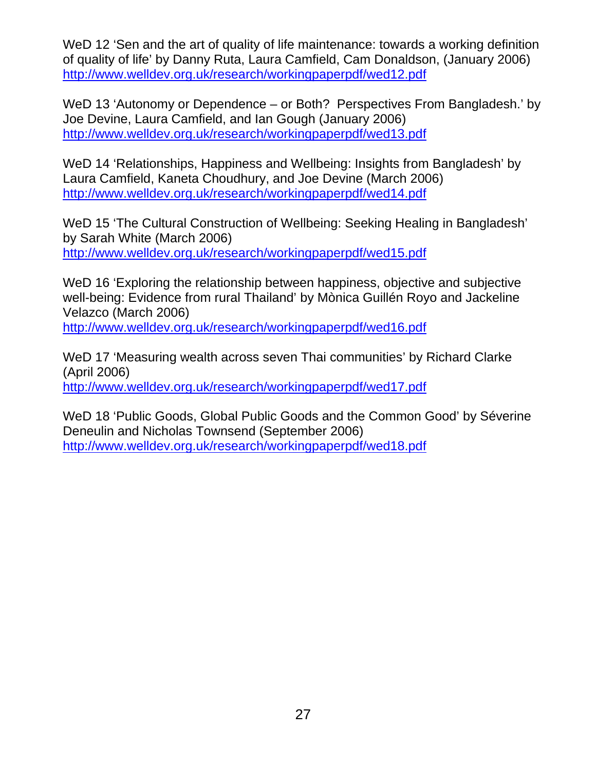WeD 12 'Sen and the art of quality of life maintenance: towards a working definition of quality of life' by Danny Ruta, Laura Camfield, Cam Donaldson, (January 2006)
http://www.welldev.org.uk/research/workingpaperpdf/wed12.pdf

WeD 13 'Autonomy or Dependence – or Both? Perspectives From Bangladesh.' by Joe Devine, Laura Camfield, and Ian Gough (January 2006)
http://www.welldev.org.uk/research/workingpaperpdf/wed13.pdf

WeD 14 'Relationships, Happiness and Wellbeing: Insights from Bangladesh' by Laura Camfield, Kaneta Choudhury, and Joe Devine (March 2006)
http://www.welldev.org.uk/research/workingpaperpdf/wed14.pdf

WeD 15 'The Cultural Construction of Wellbeing: Seeking Healing in Bangladesh' by Sarah White (March 2006)
http://www.welldev.org.uk/research/workingpaperpdf/wed15.pdf

WeD 16 'Exploring the relationship between happiness, objective and subjective well-being: Evidence from rural Thailand' by Mònica Guillén Royo and Jackeline Velazco (March 2006)
http://www.welldev.org.uk/research/workingpaperpdf/wed16.pdf

WeD 17 'Measuring wealth across seven Thai communities' by Richard Clarke (April 2006)
http://www.welldev.org.uk/research/workingpaperpdf/wed17.pdf

WeD 18 'Public Goods, Global Public Goods and the Common Good' by Séverine Deneulin and Nicholas Townsend (September 2006)
http://www.welldev.org.uk/research/workingpaperpdf/wed18.pdf